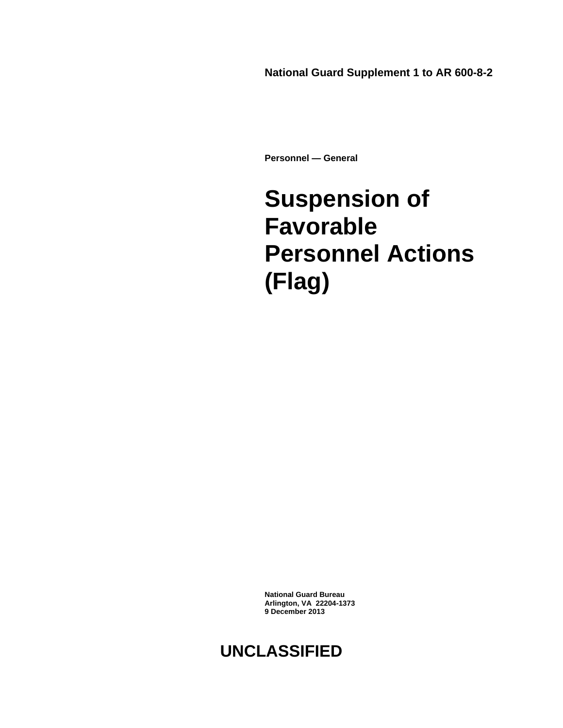**National Guard Supplement 1 to AR 600-8-2**

**Personnel — General**

# Suspension of Favorable Personnel Actions (Flag)

**National Guard Bureau**
**Arlington, VA 22204-1373**
**9 December 2013**

**UNCLASSIFIED**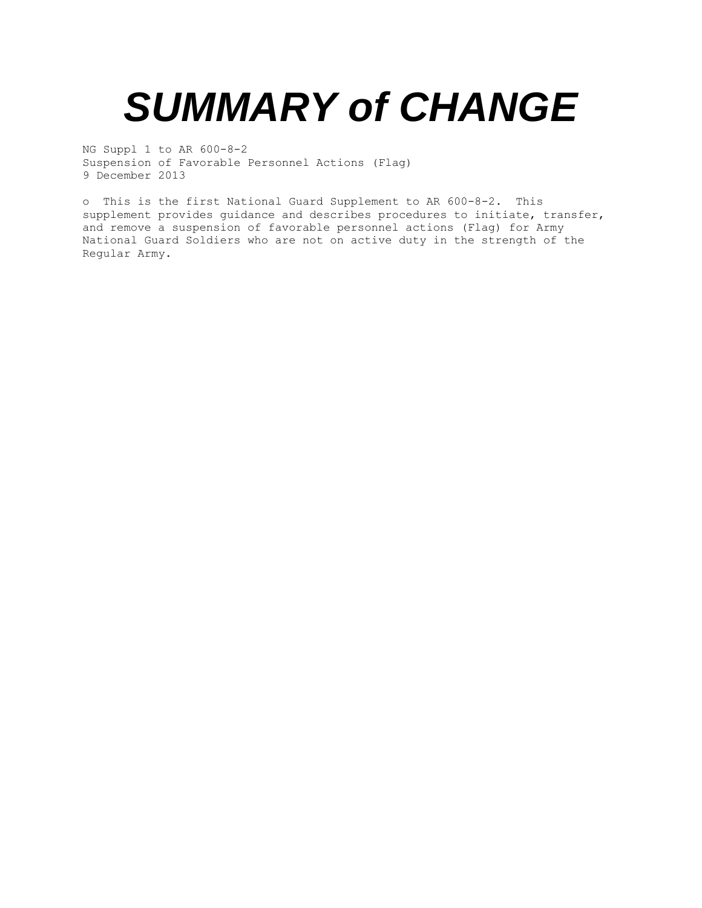# SUMMARY of CHANGE

NG Suppl 1 to AR 600-8-2
Suspension of Favorable Personnel Actions (Flag)
9 December 2013

- This is the first National Guard Supplement to AR 600-8-2. This supplement provides guidance and describes procedures to initiate, transfer, and remove a suspension of favorable personnel actions (Flag) for Army National Guard Soldiers who are not on active duty in the strength of the Regular Army.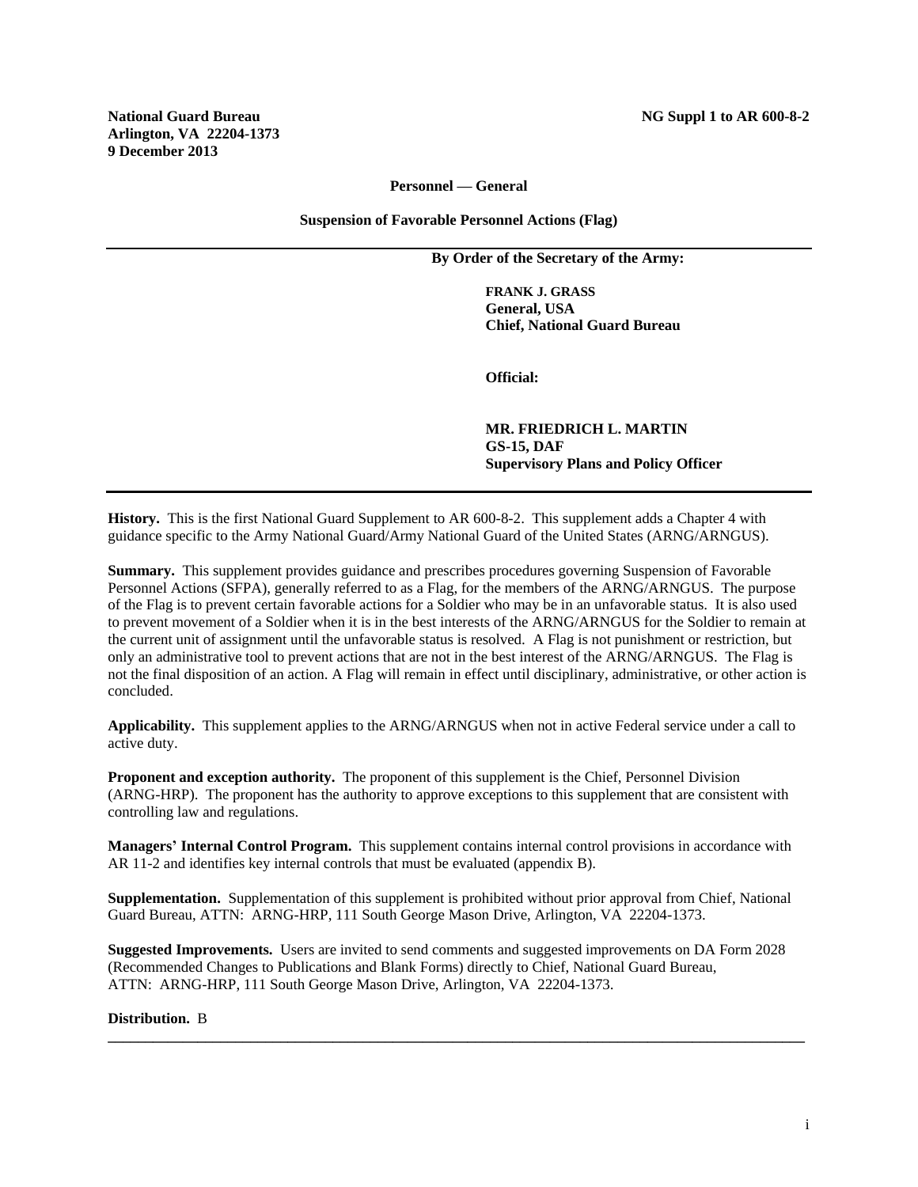**National Guard Bureau**
**Arlington, VA 22204-1373**
**9 December 2013**

**NG Suppl 1 to AR 600-8-2**

**Personnel — General**

**Suspension of Favorable Personnel Actions (Flag)**

---

**By Order of the Secretary of the Army:**

**FRANK J. GRASS**
**General, USA**
**Chief, National Guard Bureau**

**Official:**

**MR. FRIEDRICH L. MARTIN**
**GS-15, DAF**
**Supervisory Plans and Policy Officer**

---

**History.** This is the first National Guard Supplement to AR 600-8-2. This supplement adds a Chapter 4 with guidance specific to the Army National Guard/Army National Guard of the United States (ARNG/ARNGUS).

**Summary.** This supplement provides guidance and prescribes procedures governing Suspension of Favorable Personnel Actions (SFPA), generally referred to as a Flag, for the members of the ARNG/ARNGUS. The purpose of the Flag is to prevent certain favorable actions for a Soldier who may be in an unfavorable status. It is also used to prevent movement of a Soldier when it is in the best interests of the ARNG/ARNGUS for the Soldier to remain at the current unit of assignment until the unfavorable status is resolved. A Flag is not punishment or restriction, but only an administrative tool to prevent actions that are not in the best interest of the ARNG/ARNGUS. The Flag is not the final disposition of an action. A Flag will remain in effect until disciplinary, administrative, or other action is concluded.

**Applicability.** This supplement applies to the ARNG/ARNGUS when not in active Federal service under a call to active duty.

**Proponent and exception authority.** The proponent of this supplement is the Chief, Personnel Division (ARNG-HRP). The proponent has the authority to approve exceptions to this supplement that are consistent with controlling law and regulations.

**Managers' Internal Control Program.** This supplement contains internal control provisions in accordance with AR 11-2 and identifies key internal controls that must be evaluated (appendix B).

**Supplementation.** Supplementation of this supplement is prohibited without prior approval from Chief, National Guard Bureau, ATTN: ARNG-HRP, 111 South George Mason Drive, Arlington, VA 22204-1373.

**Suggested Improvements.** Users are invited to send comments and suggested improvements on DA Form 2028 (Recommended Changes to Publications and Blank Forms) directly to Chief, National Guard Bureau, ATTN: ARNG-HRP, 111 South George Mason Drive, Arlington, VA 22204-1373.

**Distribution.** B

---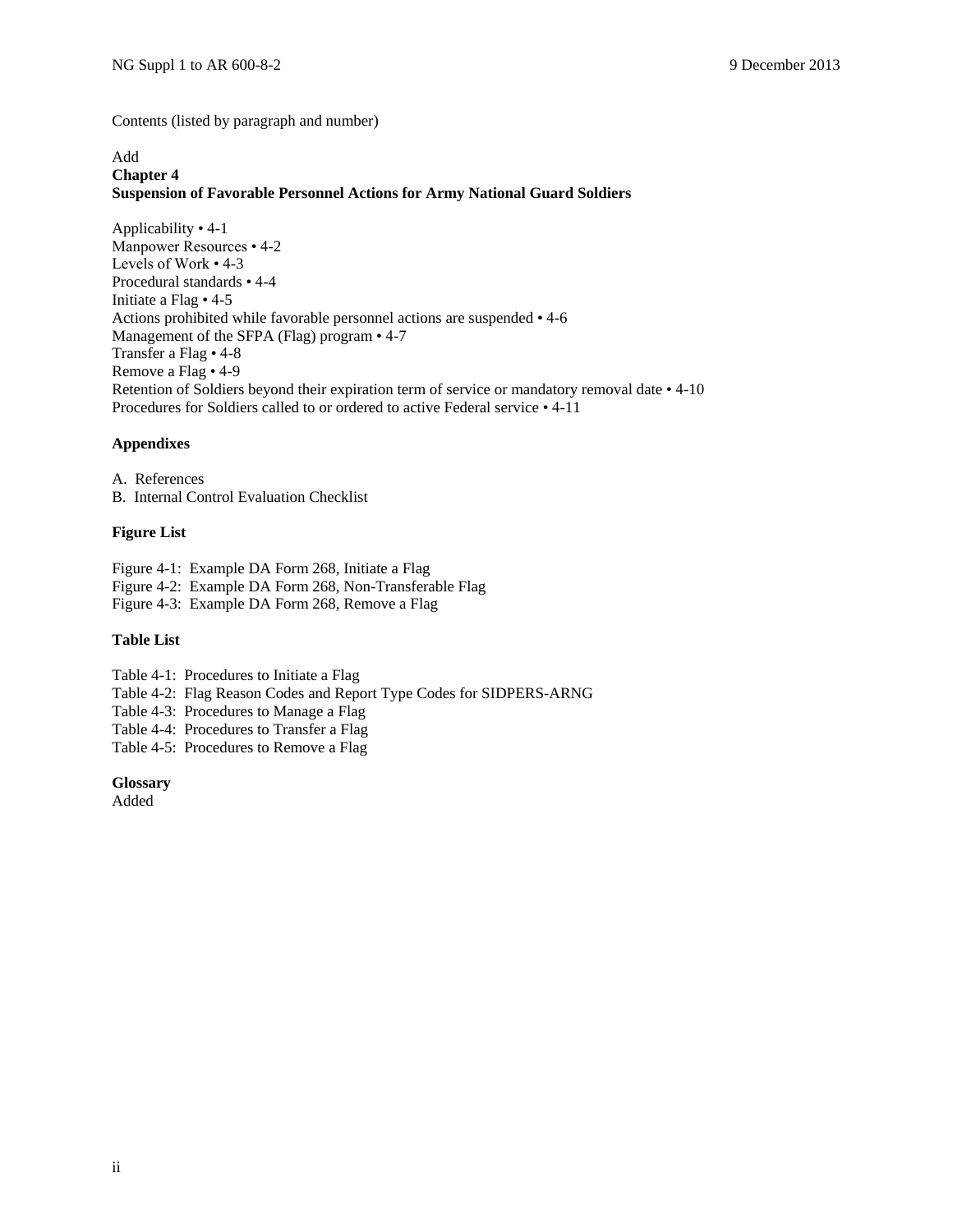Contents (listed by paragraph and number)

Add
**Chapter 4**
**Suspension of Favorable Personnel Actions for Army National Guard Soldiers**

Applicability • 4-1
Manpower Resources • 4-2
Levels of Work • 4-3
Procedural standards • 4-4
Initiate a Flag • 4-5
Actions prohibited while favorable personnel actions are suspended • 4-6
Management of the SFPA (Flag) program • 4-7
Transfer a Flag • 4-8
Remove a Flag • 4-9
Retention of Soldiers beyond their expiration term of service or mandatory removal date • 4-10
Procedures for Soldiers called to or ordered to active Federal service • 4-11

**Appendixes**

A. References
B. Internal Control Evaluation Checklist

**Figure List**

Figure 4-1: Example DA Form 268, Initiate a Flag
Figure 4-2: Example DA Form 268, Non-Transferable Flag
Figure 4-3: Example DA Form 268, Remove a Flag

**Table List**

Table 4-1: Procedures to Initiate a Flag
Table 4-2: Flag Reason Codes and Report Type Codes for SIDPERS-ARNG
Table 4-3: Procedures to Manage a Flag
Table 4-4: Procedures to Transfer a Flag
Table 4-5: Procedures to Remove a Flag

**Glossary**
Added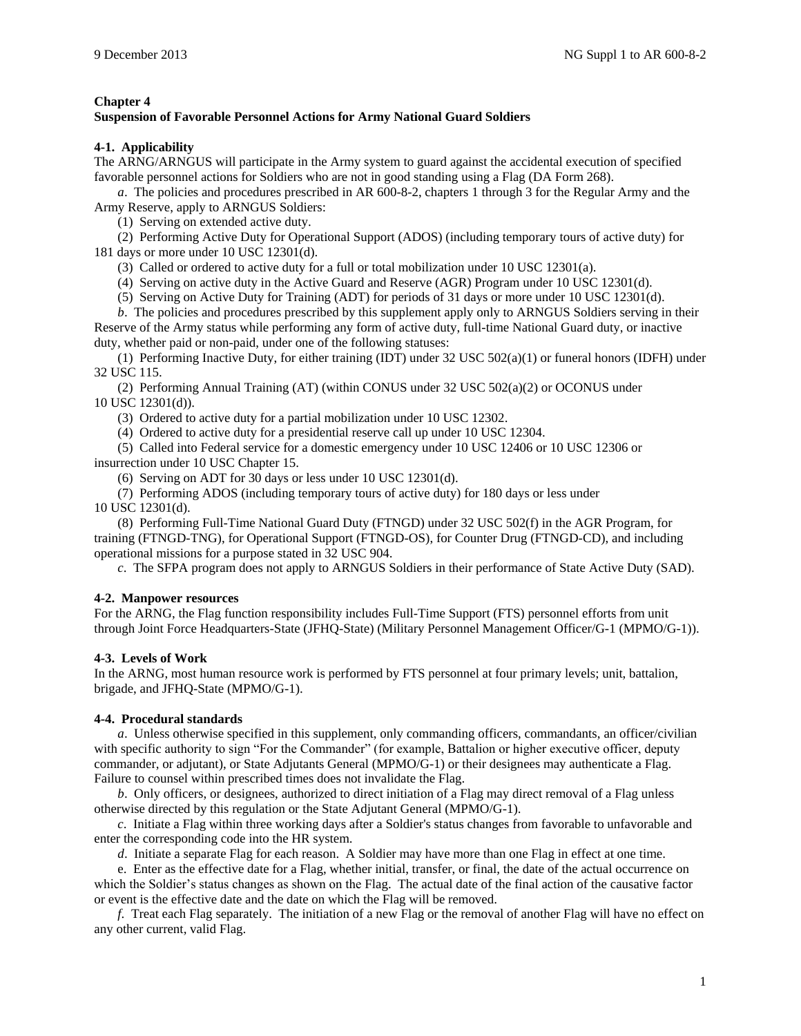## Chapter 4
## Suspension of Favorable Personnel Actions for Army National Guard Soldiers

### 4-1. Applicability

The ARNG/ARNGUS will participate in the Army system to guard against the accidental execution of specified favorable personnel actions for Soldiers who are not in good standing using a Flag (DA Form 268).

*a*. The policies and procedures prescribed in AR 600-8-2, chapters 1 through 3 for the Regular Army and the Army Reserve, apply to ARNGUS Soldiers:

(1) Serving on extended active duty.

(2) Performing Active Duty for Operational Support (ADOS) (including temporary tours of active duty) for 181 days or more under 10 USC 12301(d).

(3) Called or ordered to active duty for a full or total mobilization under 10 USC 12301(a).

(4) Serving on active duty in the Active Guard and Reserve (AGR) Program under 10 USC 12301(d).

(5) Serving on Active Duty for Training (ADT) for periods of 31 days or more under 10 USC 12301(d).

*b*. The policies and procedures prescribed by this supplement apply only to ARNGUS Soldiers serving in their Reserve of the Army status while performing any form of active duty, full-time National Guard duty, or inactive duty, whether paid or non-paid, under one of the following statuses:

(1) Performing Inactive Duty, for either training (IDT) under 32 USC 502(a)(1) or funeral honors (IDFH) under 32 USC 115.

(2) Performing Annual Training (AT) (within CONUS under 32 USC 502(a)(2) or OCONUS under 10 USC 12301(d)).

(3) Ordered to active duty for a partial mobilization under 10 USC 12302.

(4) Ordered to active duty for a presidential reserve call up under 10 USC 12304.

(5) Called into Federal service for a domestic emergency under 10 USC 12406 or 10 USC 12306 or insurrection under 10 USC Chapter 15.

(6) Serving on ADT for 30 days or less under 10 USC 12301(d).

(7) Performing ADOS (including temporary tours of active duty) for 180 days or less under 10 USC 12301(d).

(8) Performing Full-Time National Guard Duty (FTNGD) under 32 USC 502(f) in the AGR Program, for training (FTNGD-TNG), for Operational Support (FTNGD-OS), for Counter Drug (FTNGD-CD), and including operational missions for a purpose stated in 32 USC 904.

*c*. The SFPA program does not apply to ARNGUS Soldiers in their performance of State Active Duty (SAD).

### 4-2. Manpower resources

For the ARNG, the Flag function responsibility includes Full-Time Support (FTS) personnel efforts from unit through Joint Force Headquarters-State (JFHQ-State) (Military Personnel Management Officer/G-1 (MPMO/G-1)).

### 4-3. Levels of Work

In the ARNG, most human resource work is performed by FTS personnel at four primary levels; unit, battalion, brigade, and JFHQ-State (MPMO/G-1).

### 4-4. Procedural standards

*a*. Unless otherwise specified in this supplement, only commanding officers, commandants, an officer/civilian with specific authority to sign "For the Commander" (for example, Battalion or higher executive officer, deputy commander, or adjutant), or State Adjutants General (MPMO/G-1) or their designees may authenticate a Flag. Failure to counsel within prescribed times does not invalidate the Flag.

*b*. Only officers, or designees, authorized to direct initiation of a Flag may direct removal of a Flag unless otherwise directed by this regulation or the State Adjutant General (MPMO/G-1).

*c*. Initiate a Flag within three working days after a Soldier's status changes from favorable to unfavorable and enter the corresponding code into the HR system.

*d*. Initiate a separate Flag for each reason. A Soldier may have more than one Flag in effect at one time.

e. Enter as the effective date for a Flag, whether initial, transfer, or final, the date of the actual occurrence on which the Soldier's status changes as shown on the Flag. The actual date of the final action of the causative factor or event is the effective date and the date on which the Flag will be removed.

*f*. Treat each Flag separately. The initiation of a new Flag or the removal of another Flag will have no effect on any other current, valid Flag.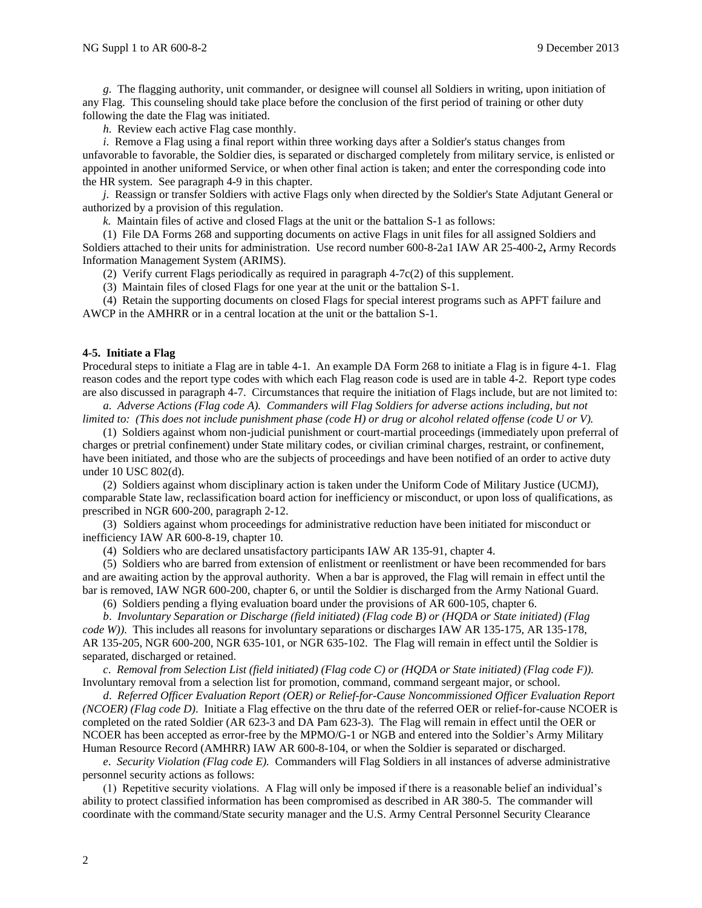*g*. The flagging authority, unit commander, or designee will counsel all Soldiers in writing, upon initiation of any Flag. This counseling should take place before the conclusion of the first period of training or other duty following the date the Flag was initiated.

*h*. Review each active Flag case monthly.

*i*. Remove a Flag using a final report within three working days after a Soldier's status changes from unfavorable to favorable, the Soldier dies, is separated or discharged completely from military service, is enlisted or appointed in another uniformed Service, or when other final action is taken; and enter the corresponding code into the HR system. See paragraph 4-9 in this chapter.

*j*. Reassign or transfer Soldiers with active Flags only when directed by the Soldier's State Adjutant General or authorized by a provision of this regulation.

*k.* Maintain files of active and closed Flags at the unit or the battalion S-1 as follows:

(1) File DA Forms 268 and supporting documents on active Flags in unit files for all assigned Soldiers and Soldiers attached to their units for administration. Use record number 600-8-2a1 IAW AR 25-400-2**,** Army Records Information Management System (ARIMS).

(2) Verify current Flags periodically as required in paragraph 4-7c(2) of this supplement.

(3) Maintain files of closed Flags for one year at the unit or the battalion S-1.

(4) Retain the supporting documents on closed Flags for special interest programs such as APFT failure and AWCP in the AMHRR or in a central location at the unit or the battalion S-1.

**4-5. Initiate a Flag**

Procedural steps to initiate a Flag are in table 4-1. An example DA Form 268 to initiate a Flag is in figure 4-1. Flag reason codes and the report type codes with which each Flag reason code is used are in table 4-2. Report type codes are also discussed in paragraph 4-7. Circumstances that require the initiation of Flags include, but are not limited to:

*a*. *Adverse Actions (Flag code A). Commanders will Flag Soldiers for adverse actions including, but not limited to: (This does not include punishment phase (code H) or drug or alcohol related offense (code U or V).*

(1) Soldiers against whom non-judicial punishment or court-martial proceedings (immediately upon preferral of charges or pretrial confinement) under State military codes, or civilian criminal charges, restraint, or confinement, have been initiated, and those who are the subjects of proceedings and have been notified of an order to active duty under 10 USC 802(d).

(2) Soldiers against whom disciplinary action is taken under the Uniform Code of Military Justice (UCMJ), comparable State law, reclassification board action for inefficiency or misconduct, or upon loss of qualifications, as prescribed in NGR 600-200, paragraph 2-12.

(3) Soldiers against whom proceedings for administrative reduction have been initiated for misconduct or inefficiency IAW AR 600-8-19, chapter 10.

(4) Soldiers who are declared unsatisfactory participants IAW AR 135-91, chapter 4.

(5) Soldiers who are barred from extension of enlistment or reenlistment or have been recommended for bars and are awaiting action by the approval authority. When a bar is approved, the Flag will remain in effect until the bar is removed, IAW NGR 600-200, chapter 6, or until the Soldier is discharged from the Army National Guard.

(6) Soldiers pending a flying evaluation board under the provisions of AR 600-105, chapter 6.

*b*. *Involuntary Separation or Discharge (field initiated) (Flag code B) or (HQDA or State initiated) (Flag code W)).* This includes all reasons for involuntary separations or discharges IAW AR 135-175, AR 135-178, AR 135-205, NGR 600-200, NGR 635-101, or NGR 635-102. The Flag will remain in effect until the Soldier is separated, discharged or retained.

*c*. *Removal from Selection List (field initiated) (Flag code C) or (HQDA or State initiated) (Flag code F)).* Involuntary removal from a selection list for promotion, command, command sergeant major, or school.

*d*. *Referred Officer Evaluation Report (OER) or Relief-for-Cause Noncommissioned Officer Evaluation Report (NCOER) (Flag code D)*. Initiate a Flag effective on the thru date of the referred OER or relief-for-cause NCOER is completed on the rated Soldier (AR 623-3 and DA Pam 623-3). The Flag will remain in effect until the OER or NCOER has been accepted as error-free by the MPMO/G-1 or NGB and entered into the Soldier's Army Military Human Resource Record (AMHRR) IAW AR 600-8-104, or when the Soldier is separated or discharged.

*e*. *Security Violation (Flag code E).* Commanders will Flag Soldiers in all instances of adverse administrative personnel security actions as follows:

(1) Repetitive security violations. A Flag will only be imposed if there is a reasonable belief an individual's ability to protect classified information has been compromised as described in AR 380-5. The commander will coordinate with the command/State security manager and the U.S. Army Central Personnel Security Clearance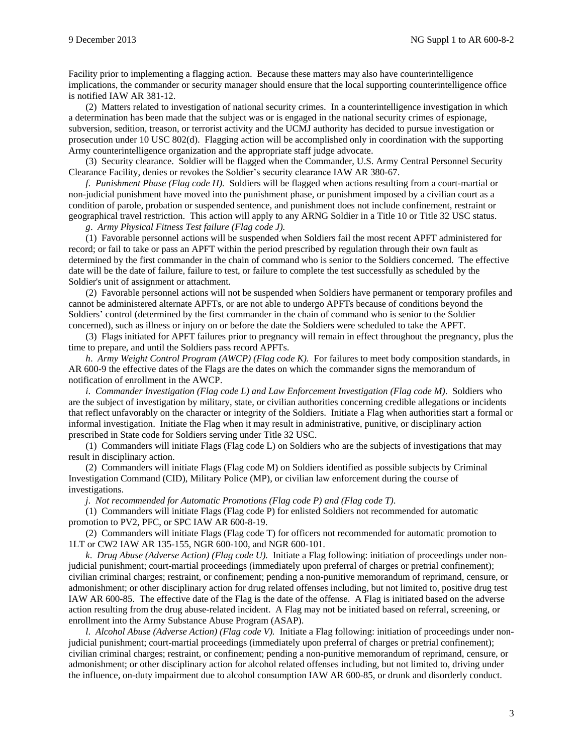Facility prior to implementing a flagging action. Because these matters may also have counterintelligence implications, the commander or security manager should ensure that the local supporting counterintelligence office is notified IAW AR 381-12.

(2) Matters related to investigation of national security crimes. In a counterintelligence investigation in which a determination has been made that the subject was or is engaged in the national security crimes of espionage, subversion, sedition, treason, or terrorist activity and the UCMJ authority has decided to pursue investigation or prosecution under 10 USC 802(d). Flagging action will be accomplished only in coordination with the supporting Army counterintelligence organization and the appropriate staff judge advocate.

(3) Security clearance. Soldier will be flagged when the Commander, U.S. Army Central Personnel Security Clearance Facility, denies or revokes the Soldier's security clearance IAW AR 380-67.

*f. Punishment Phase (Flag code H).* Soldiers will be flagged when actions resulting from a court-martial or non-judicial punishment have moved into the punishment phase, or punishment imposed by a civilian court as a condition of parole, probation or suspended sentence, and punishment does not include confinement, restraint or geographical travel restriction. This action will apply to any ARNG Soldier in a Title 10 or Title 32 USC status.

*g. Army Physical Fitness Test failure (Flag code J).*

(1) Favorable personnel actions will be suspended when Soldiers fail the most recent APFT administered for record; or fail to take or pass an APFT within the period prescribed by regulation through their own fault as determined by the first commander in the chain of command who is senior to the Soldiers concerned. The effective date will be the date of failure, failure to test, or failure to complete the test successfully as scheduled by the Soldier's unit of assignment or attachment.

(2) Favorable personnel actions will not be suspended when Soldiers have permanent or temporary profiles and cannot be administered alternate APFTs, or are not able to undergo APFTs because of conditions beyond the Soldiers' control (determined by the first commander in the chain of command who is senior to the Soldier concerned), such as illness or injury on or before the date the Soldiers were scheduled to take the APFT.

(3) Flags initiated for APFT failures prior to pregnancy will remain in effect throughout the pregnancy, plus the time to prepare, and until the Soldiers pass record APFTs.

*h. Army Weight Control Program (AWCP) (Flag code K).* For failures to meet body composition standards, in AR 600-9 the effective dates of the Flags are the dates on which the commander signs the memorandum of notification of enrollment in the AWCP.

*i. Commander Investigation (Flag code L) and Law Enforcement Investigation (Flag code M).* Soldiers who are the subject of investigation by military, state, or civilian authorities concerning credible allegations or incidents that reflect unfavorably on the character or integrity of the Soldiers. Initiate a Flag when authorities start a formal or informal investigation. Initiate the Flag when it may result in administrative, punitive, or disciplinary action prescribed in State code for Soldiers serving under Title 32 USC.

(1) Commanders will initiate Flags (Flag code L) on Soldiers who are the subjects of investigations that may result in disciplinary action.

(2) Commanders will initiate Flags (Flag code M) on Soldiers identified as possible subjects by Criminal Investigation Command (CID), Military Police (MP), or civilian law enforcement during the course of investigations.

*j. Not recommended for Automatic Promotions (Flag code P) and (Flag code T).*

(1) Commanders will initiate Flags (Flag code P) for enlisted Soldiers not recommended for automatic promotion to PV2, PFC, or SPC IAW AR 600-8-19.

(2) Commanders will initiate Flags (Flag code T) for officers not recommended for automatic promotion to 1LT or CW2 IAW AR 135-155, NGR 600-100, and NGR 600-101.

*k. Drug Abuse (Adverse Action) (Flag code U).* Initiate a Flag following: initiation of proceedings under non-judicial punishment; court-martial proceedings (immediately upon preferral of charges or pretrial confinement); civilian criminal charges; restraint, or confinement; pending a non-punitive memorandum of reprimand, censure, or admonishment; or other disciplinary action for drug related offenses including, but not limited to, positive drug test IAW AR 600-85. The effective date of the Flag is the date of the offense. A Flag is initiated based on the adverse action resulting from the drug abuse-related incident. A Flag may not be initiated based on referral, screening, or enrollment into the Army Substance Abuse Program (ASAP).

*l. Alcohol Abuse (Adverse Action) (Flag code V).* Initiate a Flag following: initiation of proceedings under non-judicial punishment; court-martial proceedings (immediately upon preferral of charges or pretrial confinement); civilian criminal charges; restraint, or confinement; pending a non-punitive memorandum of reprimand, censure, or admonishment; or other disciplinary action for alcohol related offenses including, but not limited to, driving under the influence, on-duty impairment due to alcohol consumption IAW AR 600-85, or drunk and disorderly conduct.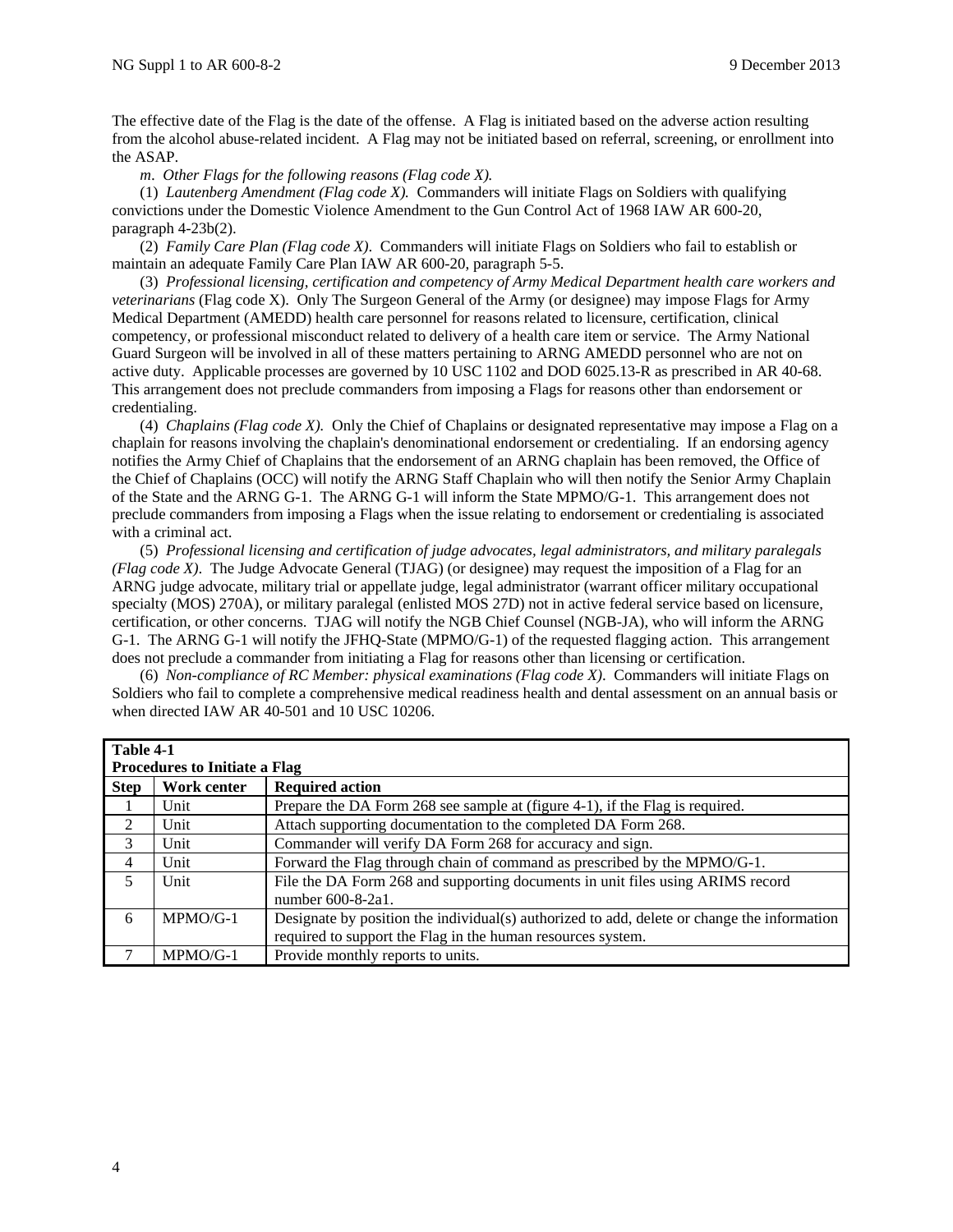The effective date of the Flag is the date of the offense. A Flag is initiated based on the adverse action resulting from the alcohol abuse-related incident. A Flag may not be initiated based on referral, screening, or enrollment into the ASAP.

*m*. *Other Flags for the following reasons (Flag code X).*

(1) *Lautenberg Amendment (Flag code X).* Commanders will initiate Flags on Soldiers with qualifying convictions under the Domestic Violence Amendment to the Gun Control Act of 1968 IAW AR 600-20, paragraph 4-23b(2).

(2) *Family Care Plan (Flag code X)*. Commanders will initiate Flags on Soldiers who fail to establish or maintain an adequate Family Care Plan IAW AR 600-20, paragraph 5-5.

(3) *Professional licensing, certification and competency of Army Medical Department health care workers and veterinarians* (Flag code X). Only The Surgeon General of the Army (or designee) may impose Flags for Army Medical Department (AMEDD) health care personnel for reasons related to licensure, certification, clinical competency, or professional misconduct related to delivery of a health care item or service. The Army National Guard Surgeon will be involved in all of these matters pertaining to ARNG AMEDD personnel who are not on active duty. Applicable processes are governed by 10 USC 1102 and DOD 6025.13-R as prescribed in AR 40-68. This arrangement does not preclude commanders from imposing a Flags for reasons other than endorsement or credentialing.

(4) *Chaplains (Flag code X).* Only the Chief of Chaplains or designated representative may impose a Flag on a chaplain for reasons involving the chaplain's denominational endorsement or credentialing. If an endorsing agency notifies the Army Chief of Chaplains that the endorsement of an ARNG chaplain has been removed, the Office of the Chief of Chaplains (OCC) will notify the ARNG Staff Chaplain who will then notify the Senior Army Chaplain of the State and the ARNG G-1. The ARNG G-1 will inform the State MPMO/G-1. This arrangement does not preclude commanders from imposing a Flags when the issue relating to endorsement or credentialing is associated with a criminal act.

(5) *Professional licensing and certification of judge advocates, legal administrators, and military paralegals (Flag code X)*. The Judge Advocate General (TJAG) (or designee) may request the imposition of a Flag for an ARNG judge advocate, military trial or appellate judge, legal administrator (warrant officer military occupational specialty (MOS) 270A), or military paralegal (enlisted MOS 27D) not in active federal service based on licensure, certification, or other concerns. TJAG will notify the NGB Chief Counsel (NGB-JA), who will inform the ARNG G-1. The ARNG G-1 will notify the JFHQ-State (MPMO/G-1) of the requested flagging action. This arrangement does not preclude a commander from initiating a Flag for reasons other than licensing or certification.

(6) *Non-compliance of RC Member: physical examinations (Flag code X)*. Commanders will initiate Flags on Soldiers who fail to complete a comprehensive medical readiness health and dental assessment on an annual basis or when directed IAW AR 40-501 and 10 USC 10206.

**Table 4-1**
**Procedures to Initiate a Flag**

| Step | Work center | Required action |
|---|---|---|
| 1 | Unit | Prepare the DA Form 268 see sample at (figure 4-1), if the Flag is required. |
| 2 | Unit | Attach supporting documentation to the completed DA Form 268. |
| 3 | Unit | Commander will verify DA Form 268 for accuracy and sign. |
| 4 | Unit | Forward the Flag through chain of command as prescribed by the MPMO/G-1. |
| 5 | Unit | File the DA Form 268 and supporting documents in unit files using ARIMS record number 600-8-2a1. |
| 6 | MPMO/G-1 | Designate by position the individual(s) authorized to add, delete or change the information required to support the Flag in the human resources system. |
| 7 | MPMO/G-1 | Provide monthly reports to units. |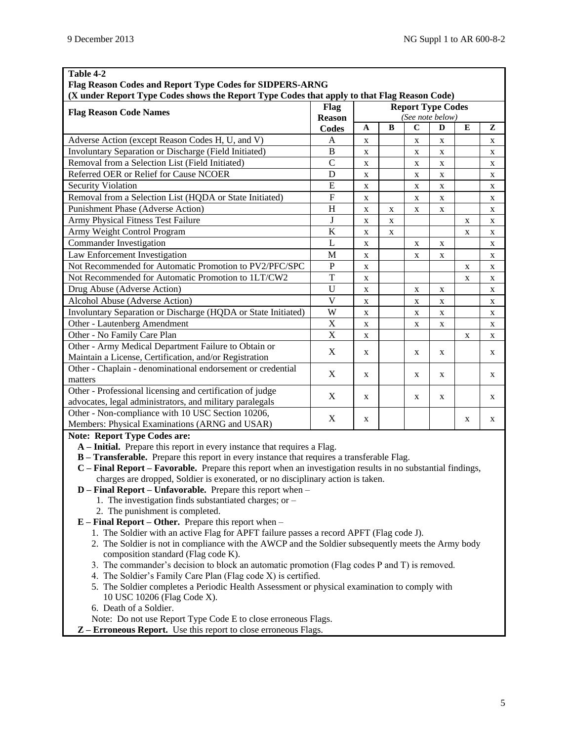**Table 4-2**
**Flag Reason Codes and Report Type Codes for SIDPERS-ARNG**
**(X under Report Type Codes shows the Report Type Codes that apply to that Flag Reason Code)**

| Flag Reason Code Names | Flag Reason Codes | Report Type Codes *(See note below)* | | | | | |
|---|---|---|---|---|---|---|---|
| | | **A** | **B** | **C** | **D** | **E** | **Z** |
| Adverse Action (except Reason Codes H, U, and V) | A | x | | x | x | | x |
| Involuntary Separation or Discharge (Field Initiated) | B | x | | x | x | | x |
| Removal from a Selection List (Field Initiated) | C | x | | x | x | | x |
| Referred OER or Relief for Cause NCOER | D | x | | x | x | | x |
| Security Violation | E | x | | x | x | | x |
| Removal from a Selection List (HQDA or State Initiated) | F | x | | x | x | | x |
| Punishment Phase (Adverse Action) | H | x | x | x | x | | x |
| Army Physical Fitness Test Failure | J | x | x | | | x | x |
| Army Weight Control Program | K | x | x | | | x | x |
| Commander Investigation | L | x | | x | x | | x |
| Law Enforcement Investigation | M | x | | x | x | | x |
| Not Recommended for Automatic Promotion to PV2/PFC/SPC | P | x | | | | x | x |
| Not Recommended for Automatic Promotion to 1LT/CW2 | T | x | | | | x | x |
| Drug Abuse (Adverse Action) | U | x | | x | x | | x |
| Alcohol Abuse (Adverse Action) | V | x | | x | x | | x |
| Involuntary Separation or Discharge (HQDA or State Initiated) | W | x | | x | x | | x |
| Other - Lautenberg Amendment | X | x | | x | x | | x |
| Other - No Family Care Plan | X | x | | | | x | x |
| Other - Army Medical Department Failure to Obtain or Maintain a License, Certification, and/or Registration | X | x | | x | x | | x |
| Other - Chaplain - denominational endorsement or credential matters | X | x | | x | x | | x |
| Other - Professional licensing and certification of judge advocates, legal administrators, and military paralegals | X | x | | x | x | | x |
| Other - Non-compliance with 10 USC Section 10206, Members: Physical Examinations (ARNG and USAR) | X | x | | | | x | x |

**Note: Report Type Codes are:**

**A – Initial.** Prepare this report in every instance that requires a Flag.

**B – Transferable.** Prepare this report in every instance that requires a transferable Flag.

**C – Final Report – Favorable.** Prepare this report when an investigation results in no substantial findings, charges are dropped, Soldier is exonerated, or no disciplinary action is taken.

**D – Final Report – Unfavorable.** Prepare this report when –

1. The investigation finds substantiated charges; or –
2. The punishment is completed.

**E – Final Report – Other.** Prepare this report when –

1. The Soldier with an active Flag for APFT failure passes a record APFT (Flag code J).
2. The Soldier is not in compliance with the AWCP and the Soldier subsequently meets the Army body composition standard (Flag code K).
3. The commander's decision to block an automatic promotion (Flag codes P and T) is removed.
4. The Soldier's Family Care Plan (Flag code X) is certified.
5. The Soldier completes a Periodic Health Assessment or physical examination to comply with 10 USC 10206 (Flag Code X).
6. Death of a Soldier.

Note: Do not use Report Type Code E to close erroneous Flags.

**Z – Erroneous Report.** Use this report to close erroneous Flags.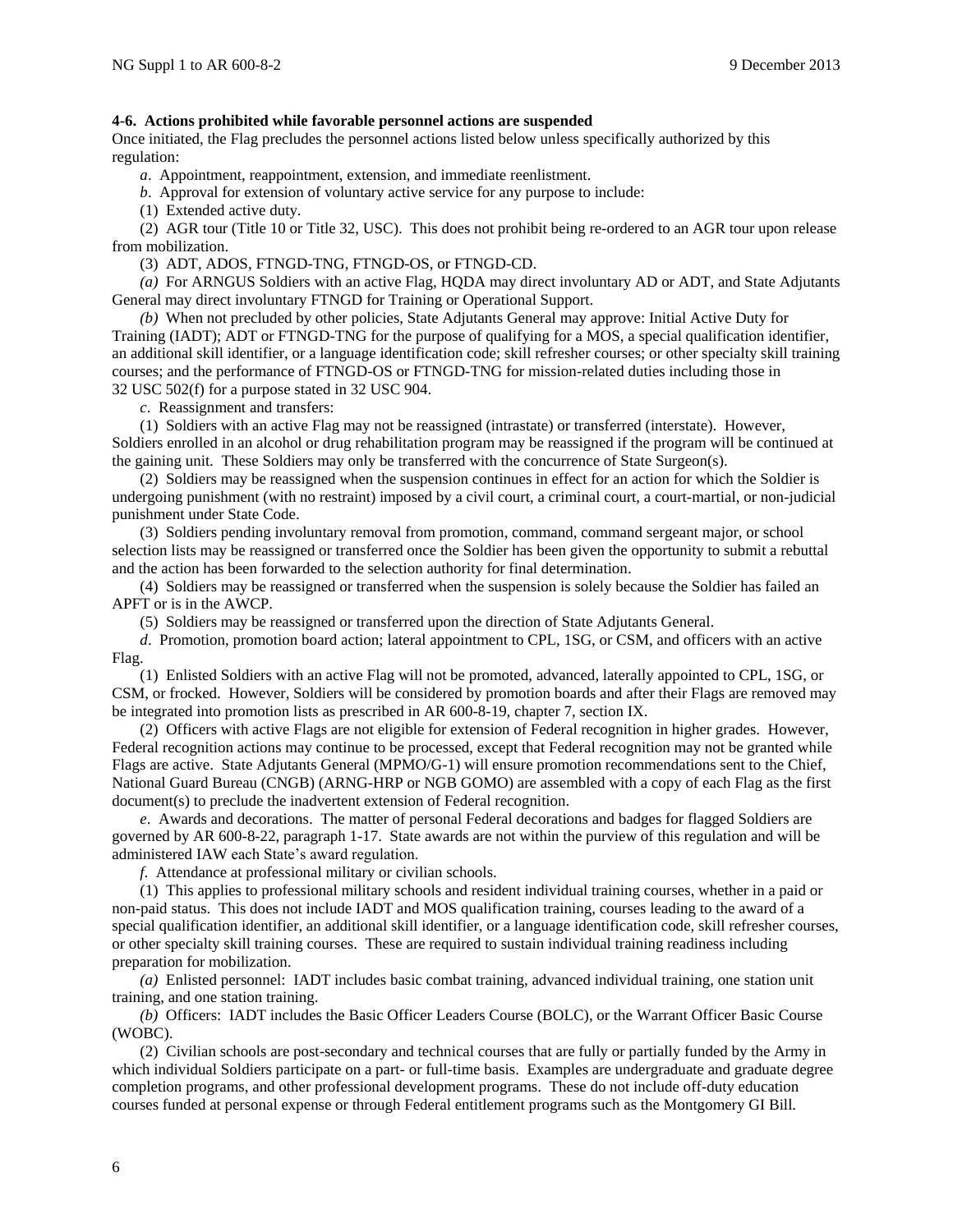**4-6. Actions prohibited while favorable personnel actions are suspended**

Once initiated, the Flag precludes the personnel actions listed below unless specifically authorized by this regulation:

*a*. Appointment, reappointment, extension, and immediate reenlistment.

*b*. Approval for extension of voluntary active service for any purpose to include:

(1) Extended active duty.

(2) AGR tour (Title 10 or Title 32, USC). This does not prohibit being re-ordered to an AGR tour upon release from mobilization.

(3) ADT, ADOS, FTNGD-TNG, FTNGD-OS, or FTNGD-CD.

*(a)* For ARNGUS Soldiers with an active Flag, HQDA may direct involuntary AD or ADT, and State Adjutants General may direct involuntary FTNGD for Training or Operational Support.

*(b)* When not precluded by other policies, State Adjutants General may approve: Initial Active Duty for Training (IADT); ADT or FTNGD-TNG for the purpose of qualifying for a MOS, a special qualification identifier, an additional skill identifier, or a language identification code; skill refresher courses; or other specialty skill training courses; and the performance of FTNGD-OS or FTNGD-TNG for mission-related duties including those in 32 USC 502(f) for a purpose stated in 32 USC 904.

*c*. Reassignment and transfers:

(1) Soldiers with an active Flag may not be reassigned (intrastate) or transferred (interstate). However, Soldiers enrolled in an alcohol or drug rehabilitation program may be reassigned if the program will be continued at the gaining unit. These Soldiers may only be transferred with the concurrence of State Surgeon(s).

(2) Soldiers may be reassigned when the suspension continues in effect for an action for which the Soldier is undergoing punishment (with no restraint) imposed by a civil court, a criminal court, a court-martial, or non-judicial punishment under State Code.

(3) Soldiers pending involuntary removal from promotion, command, command sergeant major, or school selection lists may be reassigned or transferred once the Soldier has been given the opportunity to submit a rebuttal and the action has been forwarded to the selection authority for final determination.

(4) Soldiers may be reassigned or transferred when the suspension is solely because the Soldier has failed an APFT or is in the AWCP.

(5) Soldiers may be reassigned or transferred upon the direction of State Adjutants General.

*d*. Promotion, promotion board action; lateral appointment to CPL, 1SG, or CSM, and officers with an active Flag.

(1) Enlisted Soldiers with an active Flag will not be promoted, advanced, laterally appointed to CPL, 1SG, or CSM, or frocked. However, Soldiers will be considered by promotion boards and after their Flags are removed may be integrated into promotion lists as prescribed in AR 600-8-19, chapter 7, section IX.

(2) Officers with active Flags are not eligible for extension of Federal recognition in higher grades. However, Federal recognition actions may continue to be processed, except that Federal recognition may not be granted while Flags are active. State Adjutants General (MPMO/G-1) will ensure promotion recommendations sent to the Chief, National Guard Bureau (CNGB) (ARNG-HRP or NGB GOMO) are assembled with a copy of each Flag as the first document(s) to preclude the inadvertent extension of Federal recognition.

*e*. Awards and decorations. The matter of personal Federal decorations and badges for flagged Soldiers are governed by AR 600-8-22, paragraph 1-17. State awards are not within the purview of this regulation and will be administered IAW each State's award regulation.

*f*. Attendance at professional military or civilian schools.

(1) This applies to professional military schools and resident individual training courses, whether in a paid or non-paid status. This does not include IADT and MOS qualification training, courses leading to the award of a special qualification identifier, an additional skill identifier, or a language identification code, skill refresher courses, or other specialty skill training courses. These are required to sustain individual training readiness including preparation for mobilization.

*(a)* Enlisted personnel: IADT includes basic combat training, advanced individual training, one station unit training, and one station training.

*(b)* Officers: IADT includes the Basic Officer Leaders Course (BOLC), or the Warrant Officer Basic Course (WOBC).

(2) Civilian schools are post-secondary and technical courses that are fully or partially funded by the Army in which individual Soldiers participate on a part- or full-time basis. Examples are undergraduate and graduate degree completion programs, and other professional development programs. These do not include off-duty education courses funded at personal expense or through Federal entitlement programs such as the Montgomery GI Bill.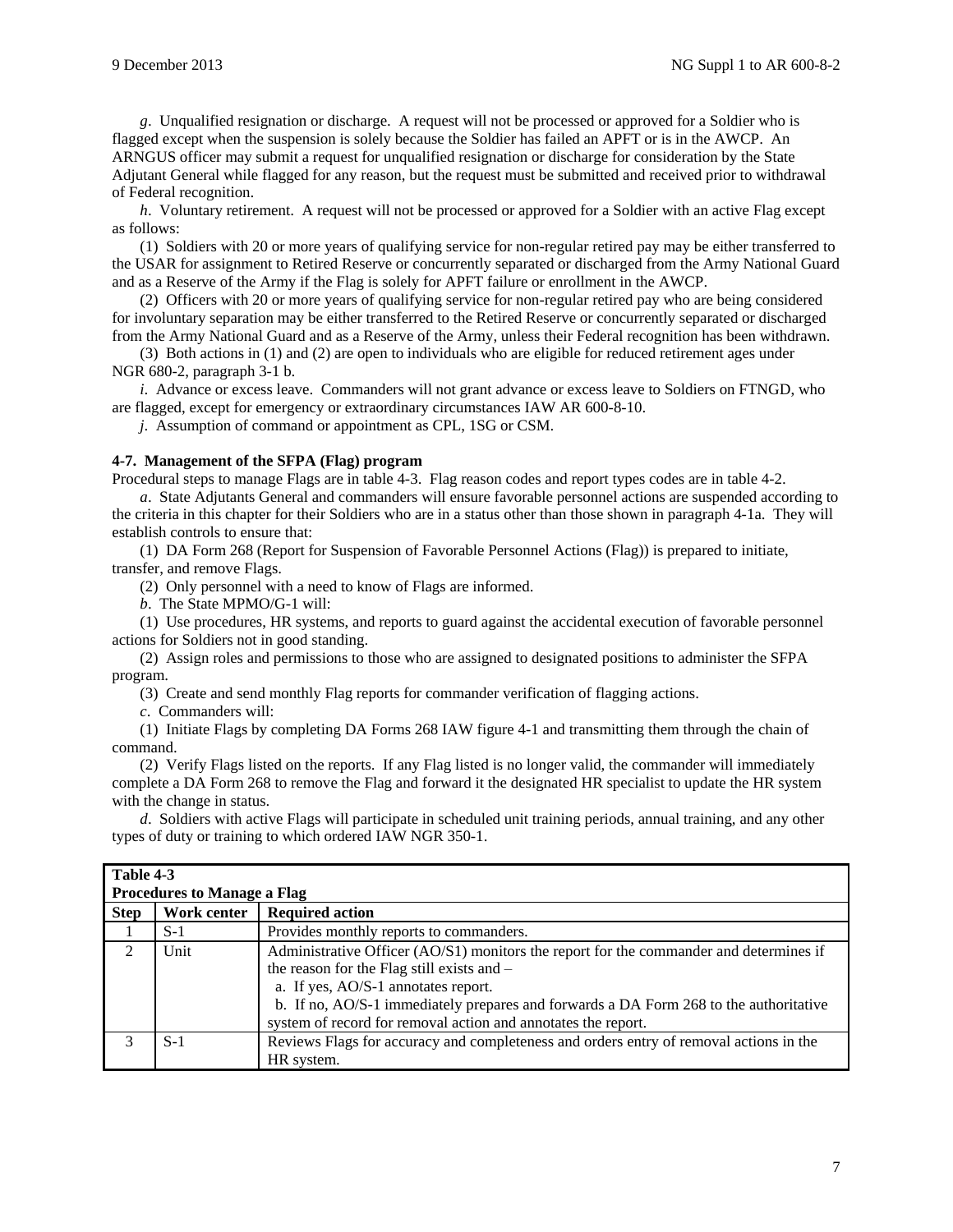*g*. Unqualified resignation or discharge. A request will not be processed or approved for a Soldier who is flagged except when the suspension is solely because the Soldier has failed an APFT or is in the AWCP. An ARNGUS officer may submit a request for unqualified resignation or discharge for consideration by the State Adjutant General while flagged for any reason, but the request must be submitted and received prior to withdrawal of Federal recognition.

*h*. Voluntary retirement. A request will not be processed or approved for a Soldier with an active Flag except as follows:

(1) Soldiers with 20 or more years of qualifying service for non-regular retired pay may be either transferred to the USAR for assignment to Retired Reserve or concurrently separated or discharged from the Army National Guard and as a Reserve of the Army if the Flag is solely for APFT failure or enrollment in the AWCP.

(2) Officers with 20 or more years of qualifying service for non-regular retired pay who are being considered for involuntary separation may be either transferred to the Retired Reserve or concurrently separated or discharged from the Army National Guard and as a Reserve of the Army, unless their Federal recognition has been withdrawn.

(3) Both actions in (1) and (2) are open to individuals who are eligible for reduced retirement ages under NGR 680-2, paragraph 3-1 b.

*i*. Advance or excess leave. Commanders will not grant advance or excess leave to Soldiers on FTNGD, who are flagged, except for emergency or extraordinary circumstances IAW AR 600-8-10.

*j*. Assumption of command or appointment as CPL, 1SG or CSM.

**4-7. Management of the SFPA (Flag) program**

Procedural steps to manage Flags are in table 4-3. Flag reason codes and report types codes are in table 4-2.

*a*. State Adjutants General and commanders will ensure favorable personnel actions are suspended according to the criteria in this chapter for their Soldiers who are in a status other than those shown in paragraph 4-1a. They will establish controls to ensure that:

(1) DA Form 268 (Report for Suspension of Favorable Personnel Actions (Flag)) is prepared to initiate, transfer, and remove Flags.

(2) Only personnel with a need to know of Flags are informed.

*b*. The State MPMO/G-1 will:

(1) Use procedures, HR systems, and reports to guard against the accidental execution of favorable personnel actions for Soldiers not in good standing.

(2) Assign roles and permissions to those who are assigned to designated positions to administer the SFPA program.

(3) Create and send monthly Flag reports for commander verification of flagging actions.

*c*. Commanders will:

(1) Initiate Flags by completing DA Forms 268 IAW figure 4-1 and transmitting them through the chain of command.

(2) Verify Flags listed on the reports. If any Flag listed is no longer valid, the commander will immediately complete a DA Form 268 to remove the Flag and forward it the designated HR specialist to update the HR system with the change in status.

*d*. Soldiers with active Flags will participate in scheduled unit training periods, annual training, and any other types of duty or training to which ordered IAW NGR 350-1.

**Table 4-3**
**Procedures to Manage a Flag**

| Step | Work center | Required action |
|---|---|---|
| 1 | S-1 | Provides monthly reports to commanders. |
| 2 | Unit | Administrative Officer (AO/S1) monitors the report for the commander and determines if the reason for the Flag still exists and – a. If yes, AO/S-1 annotates report. b. If no, AO/S-1 immediately prepares and forwards a DA Form 268 to the authoritative system of record for removal action and annotates the report. |
| 3 | S-1 | Reviews Flags for accuracy and completeness and orders entry of removal actions in the HR system. |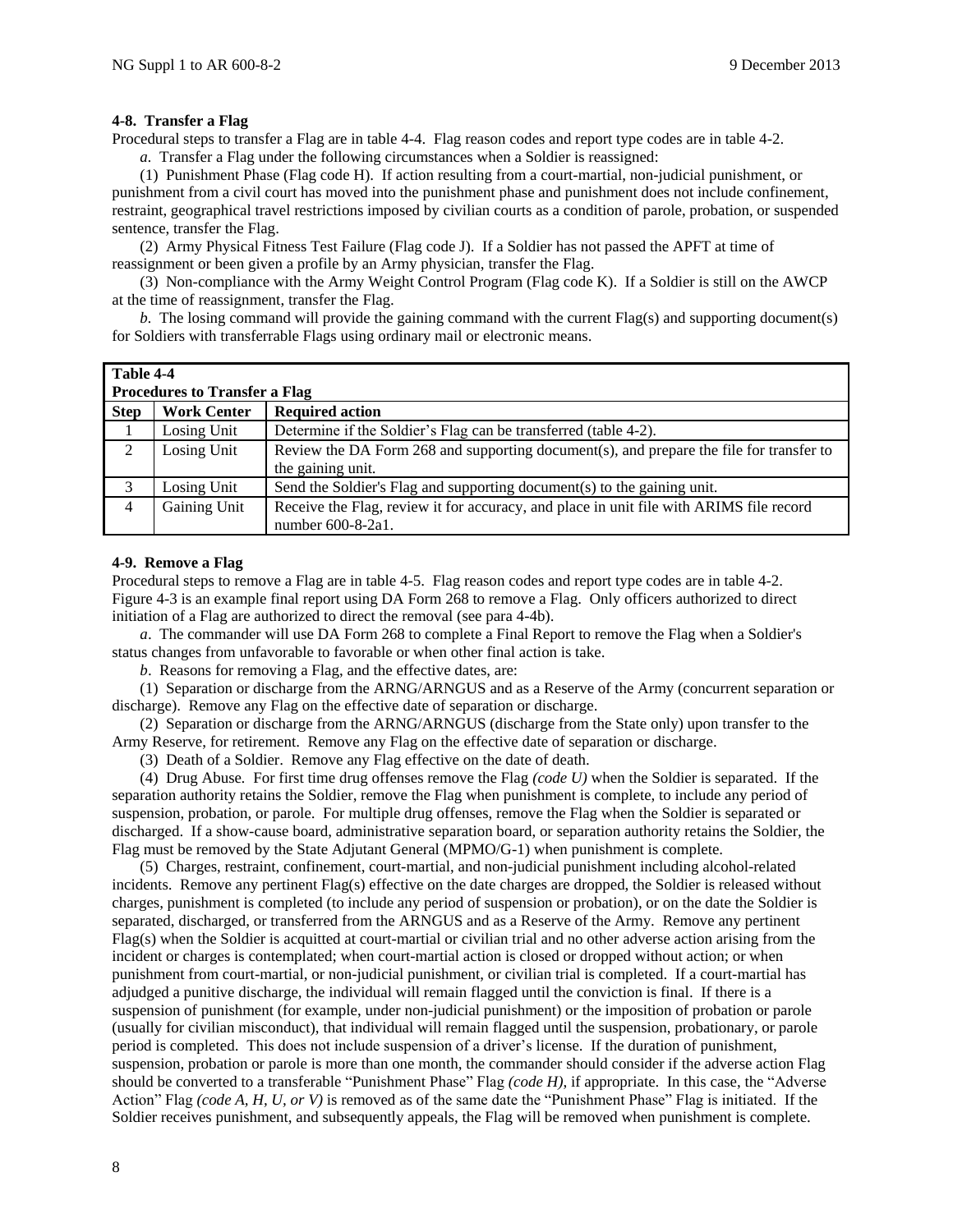### 4-8. Transfer a Flag

Procedural steps to transfer a Flag are in table 4-4. Flag reason codes and report type codes are in table 4-2.

*a*. Transfer a Flag under the following circumstances when a Soldier is reassigned:

(1) Punishment Phase (Flag code H). If action resulting from a court-martial, non-judicial punishment, or punishment from a civil court has moved into the punishment phase and punishment does not include confinement, restraint, geographical travel restrictions imposed by civilian courts as a condition of parole, probation, or suspended sentence, transfer the Flag.

(2) Army Physical Fitness Test Failure (Flag code J). If a Soldier has not passed the APFT at time of reassignment or been given a profile by an Army physician, transfer the Flag.

(3) Non-compliance with the Army Weight Control Program (Flag code K). If a Soldier is still on the AWCP at the time of reassignment, transfer the Flag.

*b*. The losing command will provide the gaining command with the current Flag(s) and supporting document(s) for Soldiers with transferrable Flags using ordinary mail or electronic means.

**Table 4-4**
**Procedures to Transfer a Flag**

| Step | Work Center | Required action |
|---|---|---|
| 1 | Losing Unit | Determine if the Soldier's Flag can be transferred (table 4-2). |
| 2 | Losing Unit | Review the DA Form 268 and supporting document(s), and prepare the file for transfer to the gaining unit. |
| 3 | Losing Unit | Send the Soldier's Flag and supporting document(s) to the gaining unit. |
| 4 | Gaining Unit | Receive the Flag, review it for accuracy, and place in unit file with ARIMS file record number 600-8-2a1. |

### 4-9. Remove a Flag

Procedural steps to remove a Flag are in table 4-5. Flag reason codes and report type codes are in table 4-2. Figure 4-3 is an example final report using DA Form 268 to remove a Flag. Only officers authorized to direct initiation of a Flag are authorized to direct the removal (see para 4-4b).

*a*. The commander will use DA Form 268 to complete a Final Report to remove the Flag when a Soldier's status changes from unfavorable to favorable or when other final action is take.

*b*. Reasons for removing a Flag, and the effective dates, are:

(1) Separation or discharge from the ARNG/ARNGUS and as a Reserve of the Army (concurrent separation or discharge). Remove any Flag on the effective date of separation or discharge.

(2) Separation or discharge from the ARNG/ARNGUS (discharge from the State only) upon transfer to the Army Reserve, for retirement. Remove any Flag on the effective date of separation or discharge.

(3) Death of a Soldier. Remove any Flag effective on the date of death.

(4) Drug Abuse. For first time drug offenses remove the Flag *(code U)* when the Soldier is separated. If the separation authority retains the Soldier, remove the Flag when punishment is complete, to include any period of suspension, probation, or parole. For multiple drug offenses, remove the Flag when the Soldier is separated or discharged. If a show-cause board, administrative separation board, or separation authority retains the Soldier, the Flag must be removed by the State Adjutant General (MPMO/G-1) when punishment is complete.

(5) Charges, restraint, confinement, court-martial, and non-judicial punishment including alcohol-related incidents. Remove any pertinent Flag(s) effective on the date charges are dropped, the Soldier is released without charges, punishment is completed (to include any period of suspension or probation), or on the date the Soldier is separated, discharged, or transferred from the ARNGUS and as a Reserve of the Army. Remove any pertinent Flag(s) when the Soldier is acquitted at court-martial or civilian trial and no other adverse action arising from the incident or charges is contemplated; when court-martial action is closed or dropped without action; or when punishment from court-martial, or non-judicial punishment, or civilian trial is completed. If a court-martial has adjudged a punitive discharge, the individual will remain flagged until the conviction is final. If there is a suspension of punishment (for example, under non-judicial punishment) or the imposition of probation or parole (usually for civilian misconduct), that individual will remain flagged until the suspension, probationary, or parole period is completed. This does not include suspension of a driver's license. If the duration of punishment, suspension, probation or parole is more than one month, the commander should consider if the adverse action Flag should be converted to a transferable "Punishment Phase" Flag *(code H)*, if appropriate. In this case, the "Adverse Action" Flag *(code A, H, U, or V)* is removed as of the same date the "Punishment Phase" Flag is initiated. If the Soldier receives punishment, and subsequently appeals, the Flag will be removed when punishment is complete.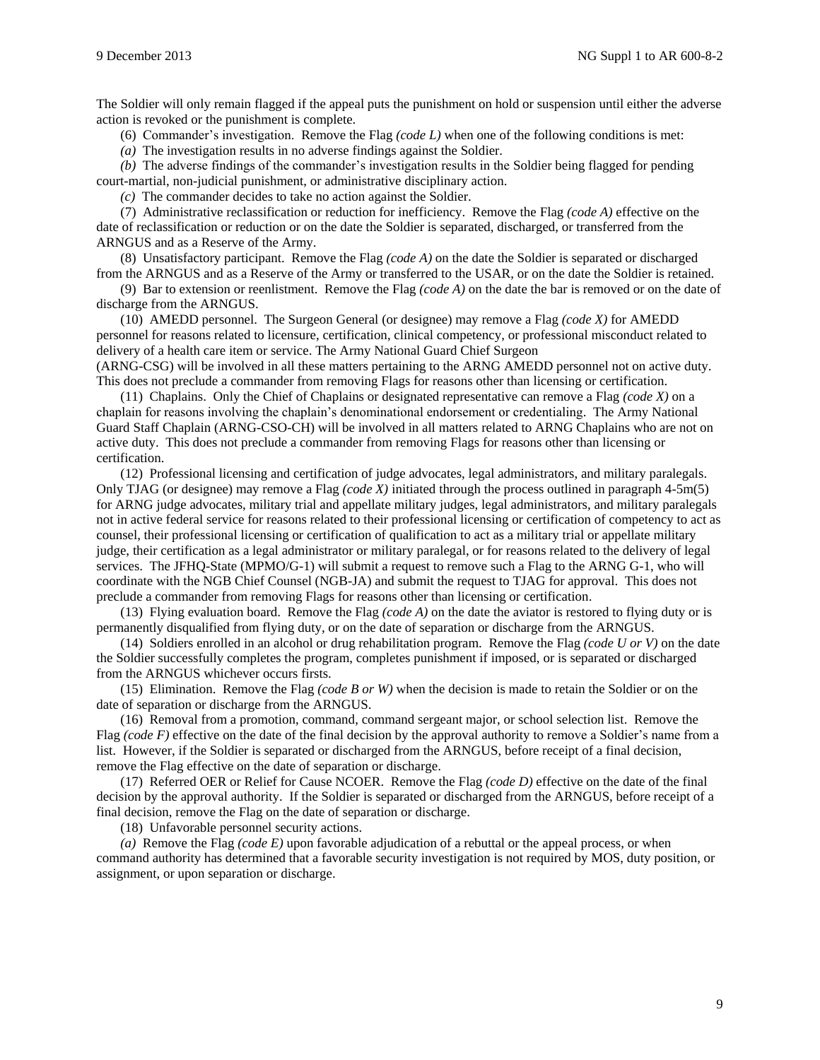The Soldier will only remain flagged if the appeal puts the punishment on hold or suspension until either the adverse action is revoked or the punishment is complete.

(6) Commander's investigation. Remove the Flag *(code L)* when one of the following conditions is met:

*(a)* The investigation results in no adverse findings against the Soldier.

*(b)* The adverse findings of the commander's investigation results in the Soldier being flagged for pending court-martial, non-judicial punishment, or administrative disciplinary action.

*(c)* The commander decides to take no action against the Soldier.

(7) Administrative reclassification or reduction for inefficiency. Remove the Flag *(code A)* effective on the date of reclassification or reduction or on the date the Soldier is separated, discharged, or transferred from the ARNGUS and as a Reserve of the Army.

(8) Unsatisfactory participant. Remove the Flag *(code A)* on the date the Soldier is separated or discharged from the ARNGUS and as a Reserve of the Army or transferred to the USAR, or on the date the Soldier is retained.

(9) Bar to extension or reenlistment. Remove the Flag *(code A)* on the date the bar is removed or on the date of discharge from the ARNGUS.

(10) AMEDD personnel. The Surgeon General (or designee) may remove a Flag *(code X)* for AMEDD personnel for reasons related to licensure, certification, clinical competency, or professional misconduct related to delivery of a health care item or service. The Army National Guard Chief Surgeon (ARNG-CSG) will be involved in all these matters pertaining to the ARNG AMEDD personnel not on active duty. This does not preclude a commander from removing Flags for reasons other than licensing or certification.

(11) Chaplains. Only the Chief of Chaplains or designated representative can remove a Flag *(code X)* on a chaplain for reasons involving the chaplain's denominational endorsement or credentialing. The Army National Guard Staff Chaplain (ARNG-CSO-CH) will be involved in all matters related to ARNG Chaplains who are not on active duty. This does not preclude a commander from removing Flags for reasons other than licensing or certification.

(12) Professional licensing and certification of judge advocates, legal administrators, and military paralegals. Only TJAG (or designee) may remove a Flag *(code X)* initiated through the process outlined in paragraph 4-5m(5) for ARNG judge advocates, military trial and appellate military judges, legal administrators, and military paralegals not in active federal service for reasons related to their professional licensing or certification of competency to act as counsel, their professional licensing or certification of qualification to act as a military trial or appellate military judge, their certification as a legal administrator or military paralegal, or for reasons related to the delivery of legal services. The JFHQ-State (MPMO/G-1) will submit a request to remove such a Flag to the ARNG G-1, who will coordinate with the NGB Chief Counsel (NGB-JA) and submit the request to TJAG for approval. This does not preclude a commander from removing Flags for reasons other than licensing or certification.

(13) Flying evaluation board. Remove the Flag *(code A)* on the date the aviator is restored to flying duty or is permanently disqualified from flying duty, or on the date of separation or discharge from the ARNGUS.

(14) Soldiers enrolled in an alcohol or drug rehabilitation program. Remove the Flag *(code U or V)* on the date the Soldier successfully completes the program, completes punishment if imposed, or is separated or discharged from the ARNGUS whichever occurs firsts.

(15) Elimination. Remove the Flag *(code B or W)* when the decision is made to retain the Soldier or on the date of separation or discharge from the ARNGUS.

(16) Removal from a promotion, command, command sergeant major, or school selection list. Remove the Flag *(code F)* effective on the date of the final decision by the approval authority to remove a Soldier's name from a list. However, if the Soldier is separated or discharged from the ARNGUS, before receipt of a final decision, remove the Flag effective on the date of separation or discharge.

(17) Referred OER or Relief for Cause NCOER. Remove the Flag *(code D)* effective on the date of the final decision by the approval authority. If the Soldier is separated or discharged from the ARNGUS, before receipt of a final decision, remove the Flag on the date of separation or discharge.

(18) Unfavorable personnel security actions.

*(a)* Remove the Flag *(code E)* upon favorable adjudication of a rebuttal or the appeal process, or when command authority has determined that a favorable security investigation is not required by MOS, duty position, or assignment, or upon separation or discharge.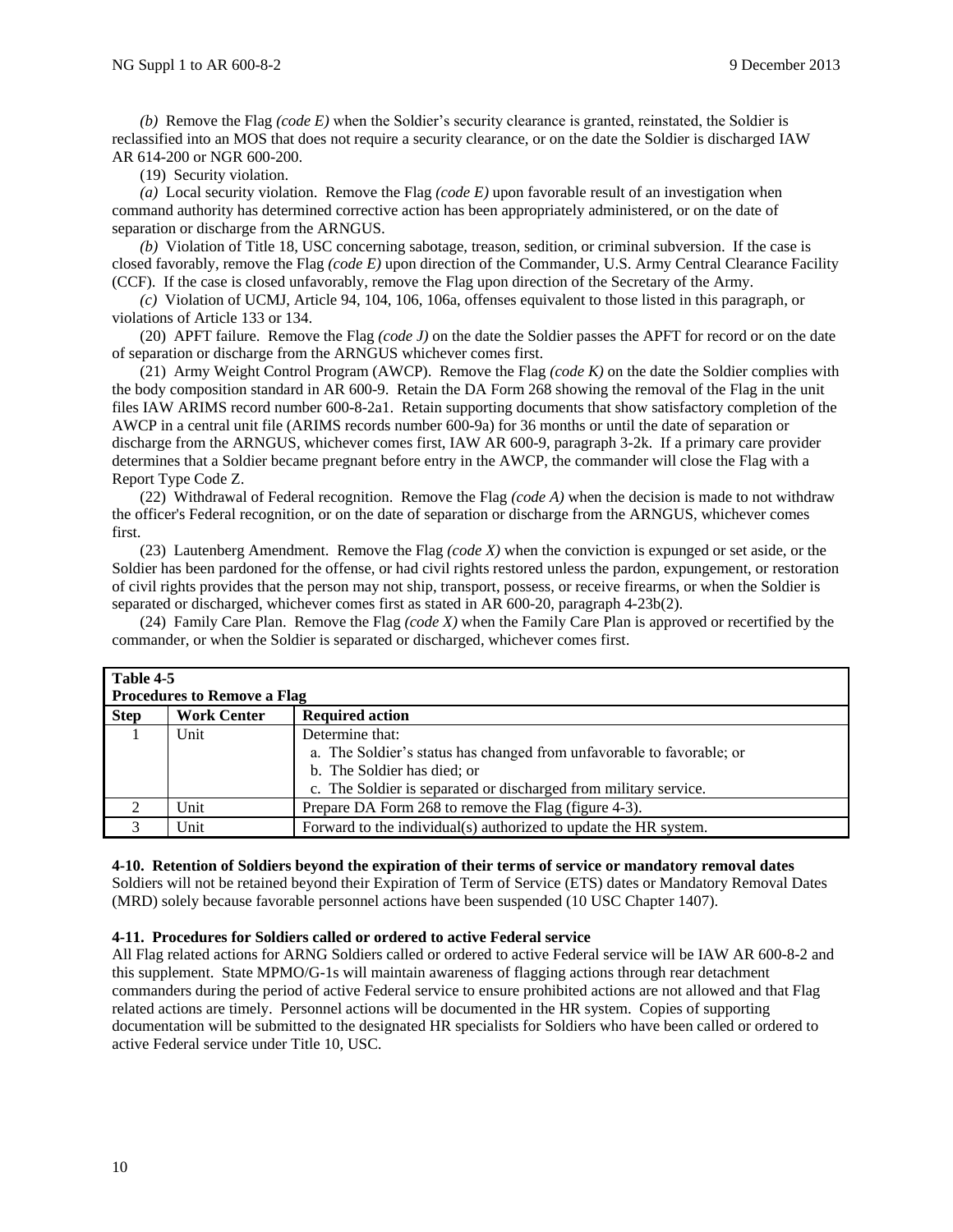*(b)* Remove the Flag *(code E)* when the Soldier's security clearance is granted, reinstated, the Soldier is reclassified into an MOS that does not require a security clearance, or on the date the Soldier is discharged IAW AR 614-200 or NGR 600-200.

(19) Security violation.

*(a)* Local security violation. Remove the Flag *(code E)* upon favorable result of an investigation when command authority has determined corrective action has been appropriately administered, or on the date of separation or discharge from the ARNGUS.

*(b)* Violation of Title 18, USC concerning sabotage, treason, sedition, or criminal subversion. If the case is closed favorably, remove the Flag *(code E)* upon direction of the Commander, U.S. Army Central Clearance Facility (CCF). If the case is closed unfavorably, remove the Flag upon direction of the Secretary of the Army.

*(c)* Violation of UCMJ, Article 94, 104, 106, 106a, offenses equivalent to those listed in this paragraph, or violations of Article 133 or 134.

(20) APFT failure. Remove the Flag *(code J)* on the date the Soldier passes the APFT for record or on the date of separation or discharge from the ARNGUS whichever comes first.

(21) Army Weight Control Program (AWCP). Remove the Flag *(code K)* on the date the Soldier complies with the body composition standard in AR 600-9. Retain the DA Form 268 showing the removal of the Flag in the unit files IAW ARIMS record number 600-8-2a1. Retain supporting documents that show satisfactory completion of the AWCP in a central unit file (ARIMS records number 600-9a) for 36 months or until the date of separation or discharge from the ARNGUS, whichever comes first, IAW AR 600-9, paragraph 3-2k. If a primary care provider determines that a Soldier became pregnant before entry in the AWCP, the commander will close the Flag with a Report Type Code Z.

(22) Withdrawal of Federal recognition. Remove the Flag *(code A)* when the decision is made to not withdraw the officer's Federal recognition, or on the date of separation or discharge from the ARNGUS, whichever comes first.

(23) Lautenberg Amendment. Remove the Flag *(code X)* when the conviction is expunged or set aside, or the Soldier has been pardoned for the offense, or had civil rights restored unless the pardon, expungement, or restoration of civil rights provides that the person may not ship, transport, possess, or receive firearms, or when the Soldier is separated or discharged, whichever comes first as stated in AR 600-20, paragraph 4-23b(2).

(24) Family Care Plan. Remove the Flag *(code X)* when the Family Care Plan is approved or recertified by the commander, or when the Soldier is separated or discharged, whichever comes first.

**Table 4-5**
**Procedures to Remove a Flag**

| Step | Work Center | Required action |
|---|---|---|
| 1 | Unit | Determine that:<br>a. The Soldier's status has changed from unfavorable to favorable; or<br>b. The Soldier has died; or<br>c. The Soldier is separated or discharged from military service. |
| 2 | Unit | Prepare DA Form 268 to remove the Flag (figure 4-3). |
| 3 | Unit | Forward to the individual(s) authorized to update the HR system. |

**4-10. Retention of Soldiers beyond the expiration of their terms of service or mandatory removal dates**
Soldiers will not be retained beyond their Expiration of Term of Service (ETS) dates or Mandatory Removal Dates (MRD) solely because favorable personnel actions have been suspended (10 USC Chapter 1407).

**4-11. Procedures for Soldiers called or ordered to active Federal service**
All Flag related actions for ARNG Soldiers called or ordered to active Federal service will be IAW AR 600-8-2 and this supplement. State MPMO/G-1s will maintain awareness of flagging actions through rear detachment commanders during the period of active Federal service to ensure prohibited actions are not allowed and that Flag related actions are timely. Personnel actions will be documented in the HR system. Copies of supporting documentation will be submitted to the designated HR specialists for Soldiers who have been called or ordered to active Federal service under Title 10, USC.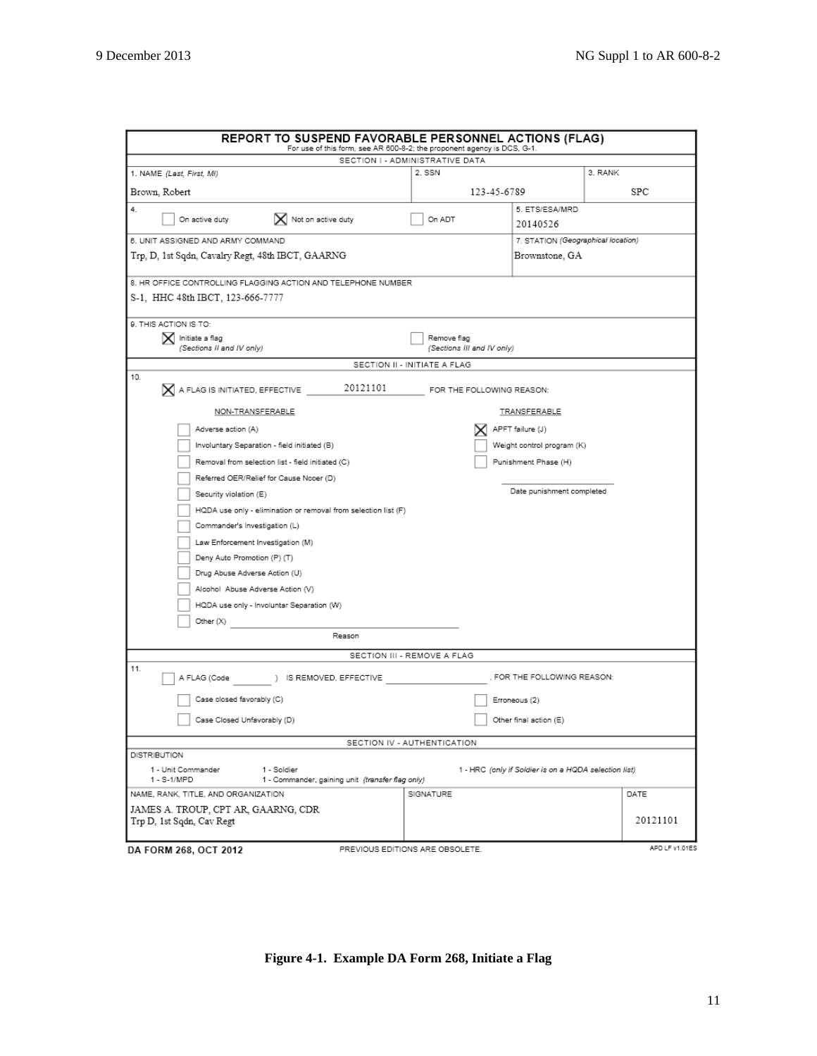# REPORT TO SUSPEND FAVORABLE PERSONNEL ACTIONS (FLAG)

For use of this form, see AR 600-8-2; the proponent agency is DCS, G-1.

## SECTION I - ADMINISTRATIVE DATA

| 1. NAME *(Last, First, MI)* | 2. SSN | 3. RANK |
|---|---|---|
| Brown, Robert | 123-45-6789 | SPC |

4. ☐ On active duty ☒ Not on active duty ☐ On ADT

5. ETS/ESA/MRD: 20140526

6. UNIT ASSIGNED AND ARMY COMMAND: Trp, D, 1st Sqdn, Cavalry Regt, 48th IBCT, GAARNG

7. STATION *(Geographical location)*: Brownstone, GA

8. HR OFFICE CONTROLLING FLAGGING ACTION AND TELEPHONE NUMBER: S-1, HHC 48th IBCT, 123-666-7777

9. THIS ACTION IS TO:
- ☒ Initiate a flag *(Sections II and IV only)*
- ☐ Remove flag *(Sections III and IV only)*

## SECTION II - INITIATE A FLAG

10. ☒ A FLAG IS INITIATED, EFFECTIVE 20121101 FOR THE FOLLOWING REASON:

NON-TRANSFERABLE
- ☐ Adverse action (A)
- ☐ Involuntary Separation - field initiated (B)
- ☐ Removal from selection list - field initiated (C)
- ☐ Referred OER/Relief for Cause Ncoer (D)
- ☐ Security violation (E)
- ☐ HQDA use only - elimination or removal from selection list (F)
- ☐ Commander's Investigation (L)
- ☐ Law Enforcement Investigation (M)
- ☐ Deny Auto Promotion (P) (T)
- ☐ Drug Abuse Adverse Action (U)
- ☐ Alcohol Abuse Adverse Action (V)
- ☐ HQDA use only - Involuntar Separation (W)
- ☐ Other (X) ____________ Reason

TRANSFERABLE
- ☒ APFT failure (J)
- ☐ Weight control program (K)
- ☐ Punishment Phase (H)

____________ Date punishment completed

## SECTION III - REMOVE A FLAG

11. ☐ A FLAG (Code ____ ) IS REMOVED, EFFECTIVE ____________, FOR THE FOLLOWING REASON:
- ☐ Case closed favorably (C)
- ☐ Case Closed Unfavorably (D)
- ☐ Erroneous (2)
- ☐ Other final action (E)

## SECTION IV - AUTHENTICATION

DISTRIBUTION
- 1 - Unit Commander
- 1 - S-1/MPD
- 1 - Soldier
- 1 - Commander, gaining unit *(transfer flag only)*
- 1 - HRC *(only if Soldier is on a HQDA selection list)*

| NAME, RANK, TITLE, AND ORGANIZATION | SIGNATURE | DATE |
|---|---|---|
| JAMES A. TROUP, CPT AR, GAARNG, CDR Trp D, 1st Sqdn, Cav Regt | | 20121101 |

DA FORM 268, OCT 2012 PREVIOUS EDITIONS ARE OBSOLETE. APD LF v1.01ES

**Figure 4-1. Example DA Form 268, Initiate a Flag**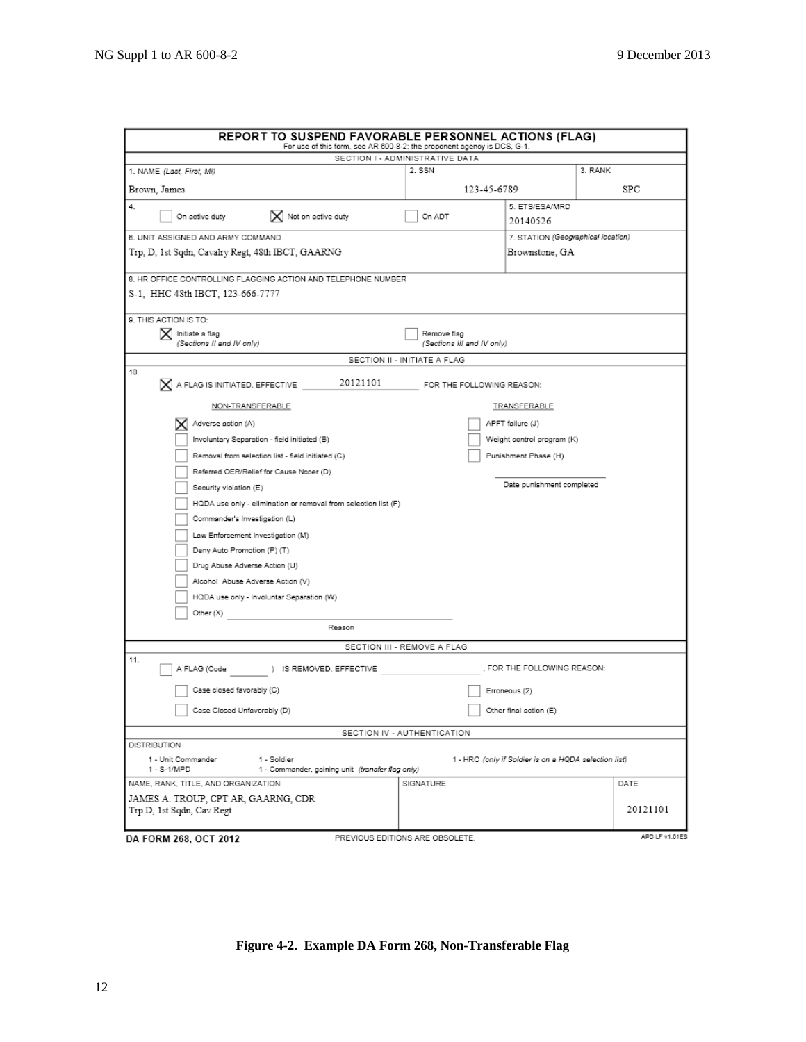## REPORT TO SUSPEND FAVORABLE PERSONNEL ACTIONS (FLAG)

For use of this form, see AR 600-8-2; the proponent agency is DCS, G-1.

**SECTION I - ADMINISTRATIVE DATA**

| 1. NAME *(Last, First, MI)* | 2. SSN | 3. RANK |
|---|---|---|
| Brown, James | 123-45-6789 | SPC |

4. ☐ On active duty ☒ Not on active duty ☐ On ADT

5. ETS/ESA/MRD: 20140526

6. UNIT ASSIGNED AND ARMY COMMAND: Trp, D, 1st Sqdn, Cavalry Regt, 48th IBCT, GAARNG

7. STATION *(Geographical location)*: Brownstone, GA

8. HR OFFICE CONTROLLING FLAGGING ACTION AND TELEPHONE NUMBER: S-1, HHC 48th IBCT, 123-666-7777

9. THIS ACTION IS TO:

- ☒ Initiate a flag *(Sections II and IV only)*
- ☐ Remove flag *(Sections III and IV only)*

**SECTION II - INITIATE A FLAG**

10. ☒ A FLAG IS INITIATED, EFFECTIVE 20121101 FOR THE FOLLOWING REASON:

NON-TRANSFERABLE

- ☒ Adverse action (A)
- ☐ Involuntary Separation - field initiated (B)
- ☐ Removal from selection list - field initiated (C)
- ☐ Referred OER/Relief for Cause Ncoer (D)
- ☐ Security violation (E)
- ☐ HQDA use only - elimination or removal from selection list (F)
- ☐ Commander's Investigation (L)
- ☐ Law Enforcement Investigation (M)
- ☐ Deny Auto Promotion (P) (T)
- ☐ Drug Abuse Adverse Action (U)
- ☐ Alcohol Abuse Adverse Action (V)
- ☐ HQDA use only - Involuntar Separation (W)
- ☐ Other (X) ______________ Reason

TRANSFERABLE

- ☐ APFT failure (J)
- ☐ Weight control program (K)
- ☐ Punishment Phase (H)

______________ Date punishment completed

**SECTION III - REMOVE A FLAG**

11. ☐ A FLAG (Code ______ ) IS REMOVED, EFFECTIVE ______________ , FOR THE FOLLOWING REASON:

- ☐ Case closed favorably (C)
- ☐ Case Closed Unfavorably (D)
- ☐ Erroneous (2)
- ☐ Other final action (E)

**SECTION IV - AUTHENTICATION**

DISTRIBUTION

- 1 - Unit Commander
- 1 - S-1/MPD
- 1 - Soldier
- 1 - Commander, gaining unit *(transfer flag only)*
- 1 - HRC *(only if Soldier is on a HQDA selection list)*

| NAME, RANK, TITLE, AND ORGANIZATION | SIGNATURE | DATE |
|---|---|---|
| JAMES A. TROUP, CPT AR, GAARNG, CDR Trp D, 1st Sqdn, Cav Regt | | 20121101 |

DA FORM 268, OCT 2012 PREVIOUS EDITIONS ARE OBSOLETE. APD LF v1.01ES

**Figure 4-2. Example DA Form 268, Non-Transferable Flag**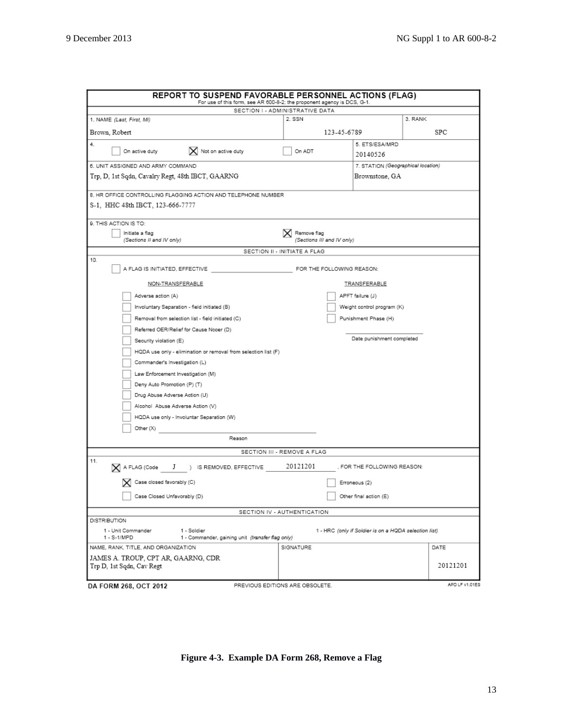## REPORT TO SUSPEND FAVORABLE PERSONNEL ACTIONS (FLAG)

For use of this form, see AR 600-8-2; the proponent agency is DCS, G-1.

**SECTION I - ADMINISTRATIVE DATA**

| 1. NAME *(Last, First, MI)* | 2. SSN | 3. RANK |
|---|---|---|
| Brown, Robert | 123-45-6789 | SPC |

4. ☐ On active duty ☒ Not on active duty ☐ On ADT

5. ETS/ESA/MRD: 20140526

6. UNIT ASSIGNED AND ARMY COMMAND: Trp, D, 1st Sqdn, Cavalry Regt, 48th IBCT, GAARNG

7. STATION *(Geographical location)*: Brownstone, GA

8. HR OFFICE CONTROLLING FLAGGING ACTION AND TELEPHONE NUMBER: S-1, HHC 48th IBCT, 123-666-7777

9. THIS ACTION IS TO:
- ☐ Initiate a flag *(Sections II and IV only)*
- ☒ Remove flag *(Sections III and IV only)*

**SECTION II - INITIATE A FLAG**

10. ☐ A FLAG IS INITIATED, EFFECTIVE ______________ FOR THE FOLLOWING REASON:

NON-TRANSFERABLE
- ☐ Adverse action (A)
- ☐ Involuntary Separation - field initiated (B)
- ☐ Removal from selection list - field initiated (C)
- ☐ Referred OER/Relief for Cause Ncoer (D)
- ☐ Security violation (E)
- ☐ HQDA use only - elimination or removal from selection list (F)
- ☐ Commander's Investigation (L)
- ☐ Law Enforcement Investigation (M)
- ☐ Deny Auto Promotion (P) (T)
- ☐ Drug Abuse Adverse Action (U)
- ☐ Alcohol Abuse Adverse Action (V)
- ☐ HQDA use only - Involuntar Separation (W)
- ☐ Other (X) ______________ Reason

TRANSFERABLE
- ☐ APFT failure (J)
- ☐ Weight control program (K)
- ☐ Punishment Phase (H)

______________ Date punishment completed

**SECTION III - REMOVE A FLAG**

11. ☒ A FLAG (Code J ) IS REMOVED, EFFECTIVE 20121201, FOR THE FOLLOWING REASON:
- ☒ Case closed favorably (C)
- ☐ Case Closed Unfavorably (D)
- ☐ Erroneous (2)
- ☐ Other final action (E)

**SECTION IV - AUTHENTICATION**

DISTRIBUTION
- 1 - Unit Commander
- 1 - S-1/MPD
- 1 - Soldier
- 1 - Commander, gaining unit *(transfer flag only)*
- 1 - HRC *(only if Soldier is on a HQDA selection list)*

| NAME, RANK, TITLE, AND ORGANIZATION | SIGNATURE | DATE |
|---|---|---|
| JAMES A. TROUP, CPT AR, GAARNG, CDR Trp D, 1st Sqdn, Cav Regt | | 20121201 |

DA FORM 268, OCT 2012 PREVIOUS EDITIONS ARE OBSOLETE. APD LF v1.01ES

**Figure 4-3. Example DA Form 268, Remove a Flag**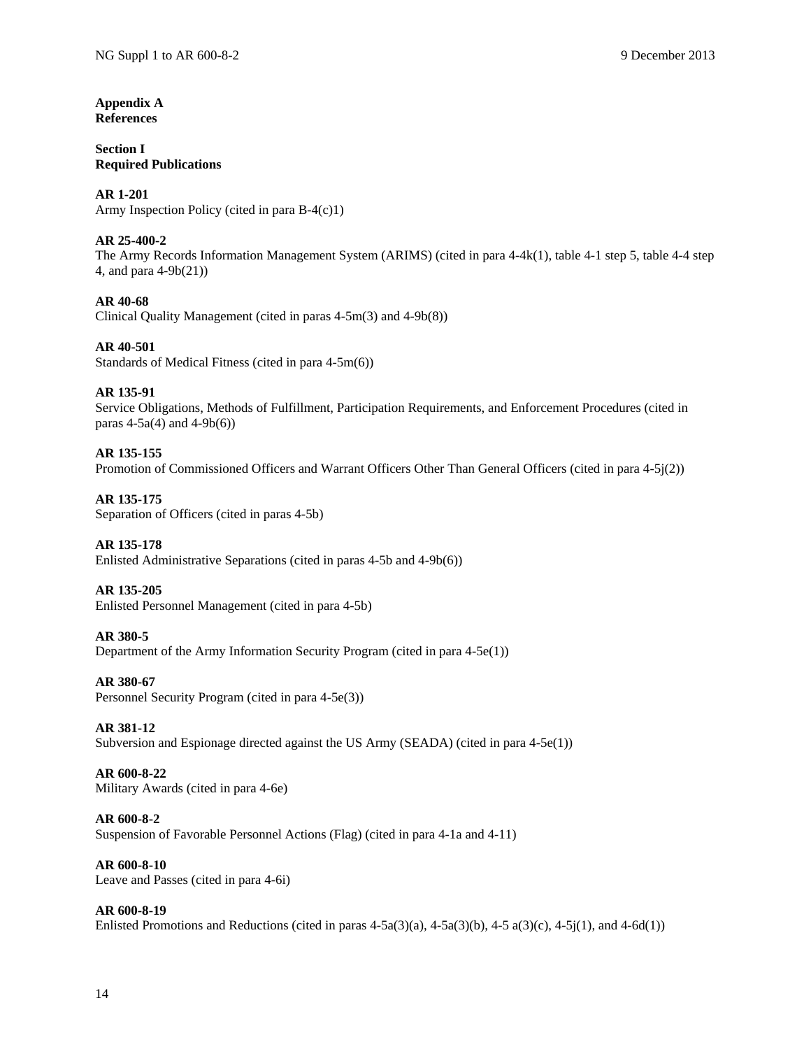## Appendix A
## References

### Section I
### Required Publications

**AR 1-201**
Army Inspection Policy (cited in para B-4(c)1)

**AR 25-400-2**
The Army Records Information Management System (ARIMS) (cited in para 4-4k(1), table 4-1 step 5, table 4-4 step 4, and para 4-9b(21))

**AR 40-68**
Clinical Quality Management (cited in paras 4-5m(3) and 4-9b(8))

**AR 40-501**
Standards of Medical Fitness (cited in para 4-5m(6))

**AR 135-91**
Service Obligations, Methods of Fulfillment, Participation Requirements, and Enforcement Procedures (cited in paras 4-5a(4) and 4-9b(6))

**AR 135-155**
Promotion of Commissioned Officers and Warrant Officers Other Than General Officers (cited in para 4-5j(2))

**AR 135-175**
Separation of Officers (cited in paras 4-5b)

**AR 135-178**
Enlisted Administrative Separations (cited in paras 4-5b and 4-9b(6))

**AR 135-205**
Enlisted Personnel Management (cited in para 4-5b)

**AR 380-5**
Department of the Army Information Security Program (cited in para 4-5e(1))

**AR 380-67**
Personnel Security Program (cited in para 4-5e(3))

**AR 381-12**
Subversion and Espionage directed against the US Army (SEADA) (cited in para 4-5e(1))

**AR 600-8-22**
Military Awards (cited in para 4-6e)

**AR 600-8-2**
Suspension of Favorable Personnel Actions (Flag) (cited in para 4-1a and 4-11)

**AR 600-8-10**
Leave and Passes (cited in para 4-6i)

**AR 600-8-19**
Enlisted Promotions and Reductions (cited in paras 4-5a(3)(a), 4-5a(3)(b), 4-5 a(3)(c), 4-5j(1), and 4-6d(1))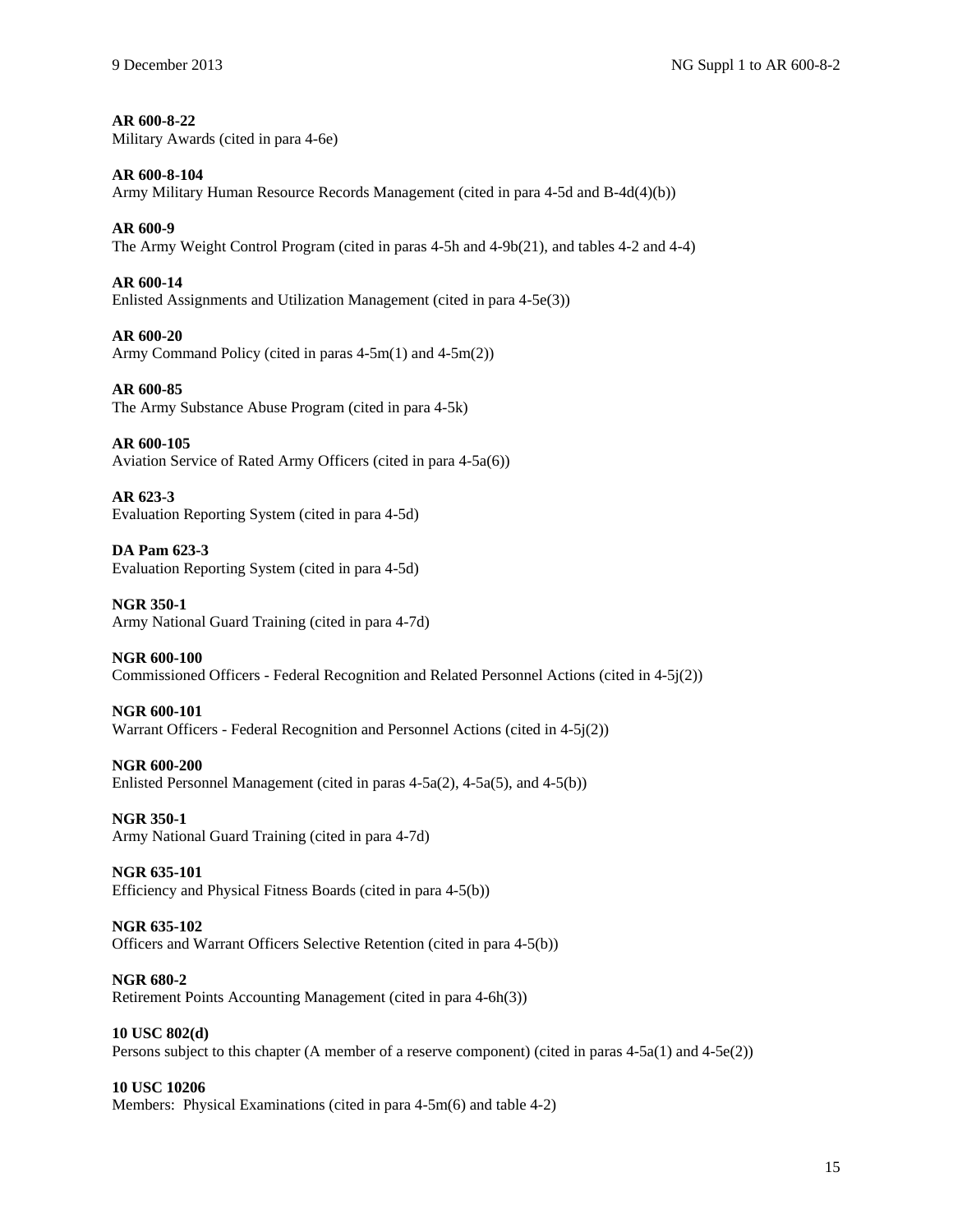**AR 600-8-22**
Military Awards (cited in para 4-6e)

**AR 600-8-104**
Army Military Human Resource Records Management (cited in para 4-5d and B-4d(4)(b))

**AR 600-9**
The Army Weight Control Program (cited in paras 4-5h and 4-9b(21), and tables 4-2 and 4-4)

**AR 600-14**
Enlisted Assignments and Utilization Management (cited in para 4-5e(3))

**AR 600-20**
Army Command Policy (cited in paras 4-5m(1) and 4-5m(2))

**AR 600-85**
The Army Substance Abuse Program (cited in para 4-5k)

**AR 600-105**
Aviation Service of Rated Army Officers (cited in para 4-5a(6))

**AR 623-3**
Evaluation Reporting System (cited in para 4-5d)

**DA Pam 623-3**
Evaluation Reporting System (cited in para 4-5d)

**NGR 350-1**
Army National Guard Training (cited in para 4-7d)

**NGR 600-100**
Commissioned Officers - Federal Recognition and Related Personnel Actions (cited in 4-5j(2))

**NGR 600-101**
Warrant Officers - Federal Recognition and Personnel Actions (cited in 4-5j(2))

**NGR 600-200**
Enlisted Personnel Management (cited in paras 4-5a(2), 4-5a(5), and 4-5(b))

**NGR 350-1**
Army National Guard Training (cited in para 4-7d)

**NGR 635-101**
Efficiency and Physical Fitness Boards (cited in para 4-5(b))

**NGR 635-102**
Officers and Warrant Officers Selective Retention (cited in para 4-5(b))

**NGR 680-2**
Retirement Points Accounting Management (cited in para 4-6h(3))

**10 USC 802(d)**
Persons subject to this chapter (A member of a reserve component) (cited in paras 4-5a(1) and 4-5e(2))

**10 USC 10206**
Members: Physical Examinations (cited in para 4-5m(6) and table 4-2)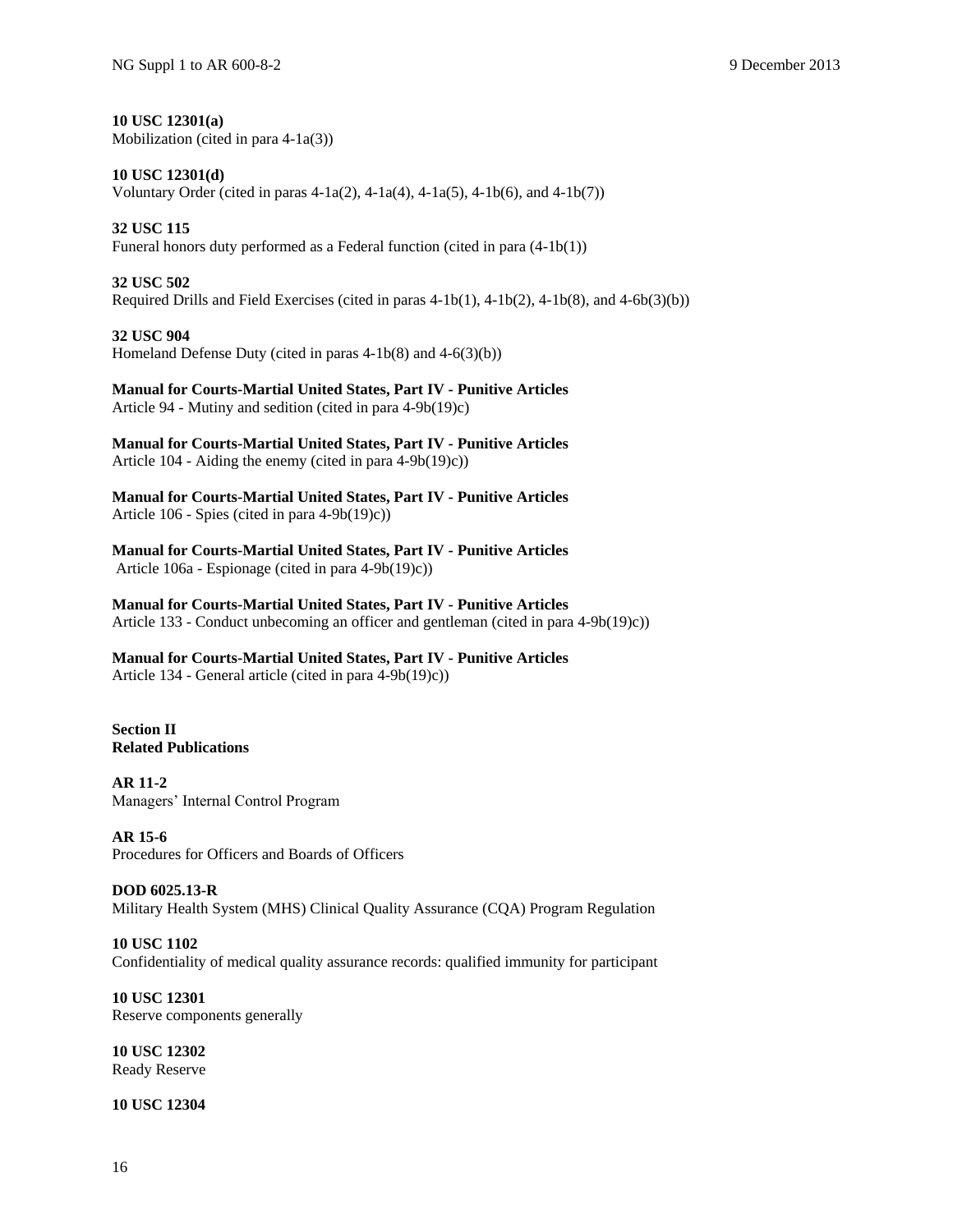**10 USC 12301(a)**
Mobilization (cited in para 4-1a(3))

**10 USC 12301(d)**
Voluntary Order (cited in paras 4-1a(2), 4-1a(4), 4-1a(5), 4-1b(6), and 4-1b(7))

**32 USC 115**
Funeral honors duty performed as a Federal function (cited in para (4-1b(1))

**32 USC 502**
Required Drills and Field Exercises (cited in paras 4-1b(1), 4-1b(2), 4-1b(8), and 4-6b(3)(b))

**32 USC 904**
Homeland Defense Duty (cited in paras 4-1b(8) and 4-6(3)(b))

**Manual for Courts-Martial United States, Part IV - Punitive Articles**
Article 94 - Mutiny and sedition (cited in para 4-9b(19)c)

**Manual for Courts-Martial United States, Part IV - Punitive Articles**
Article 104 - Aiding the enemy (cited in para 4-9b(19)c))

**Manual for Courts-Martial United States, Part IV - Punitive Articles**
Article 106 - Spies (cited in para 4-9b(19)c))

**Manual for Courts-Martial United States, Part IV - Punitive Articles**
Article 106a - Espionage (cited in para 4-9b(19)c))

**Manual for Courts-Martial United States, Part IV - Punitive Articles**
Article 133 - Conduct unbecoming an officer and gentleman (cited in para 4-9b(19)c))

**Manual for Courts-Martial United States, Part IV - Punitive Articles**
Article 134 - General article (cited in para 4-9b(19)c))

**Section II**
**Related Publications**

**AR 11-2**
Managers' Internal Control Program

**AR 15-6**
Procedures for Officers and Boards of Officers

**DOD 6025.13-R**
Military Health System (MHS) Clinical Quality Assurance (CQA) Program Regulation

**10 USC 1102**
Confidentiality of medical quality assurance records: qualified immunity for participant

**10 USC 12301**
Reserve components generally

**10 USC 12302**
Ready Reserve

**10 USC 12304**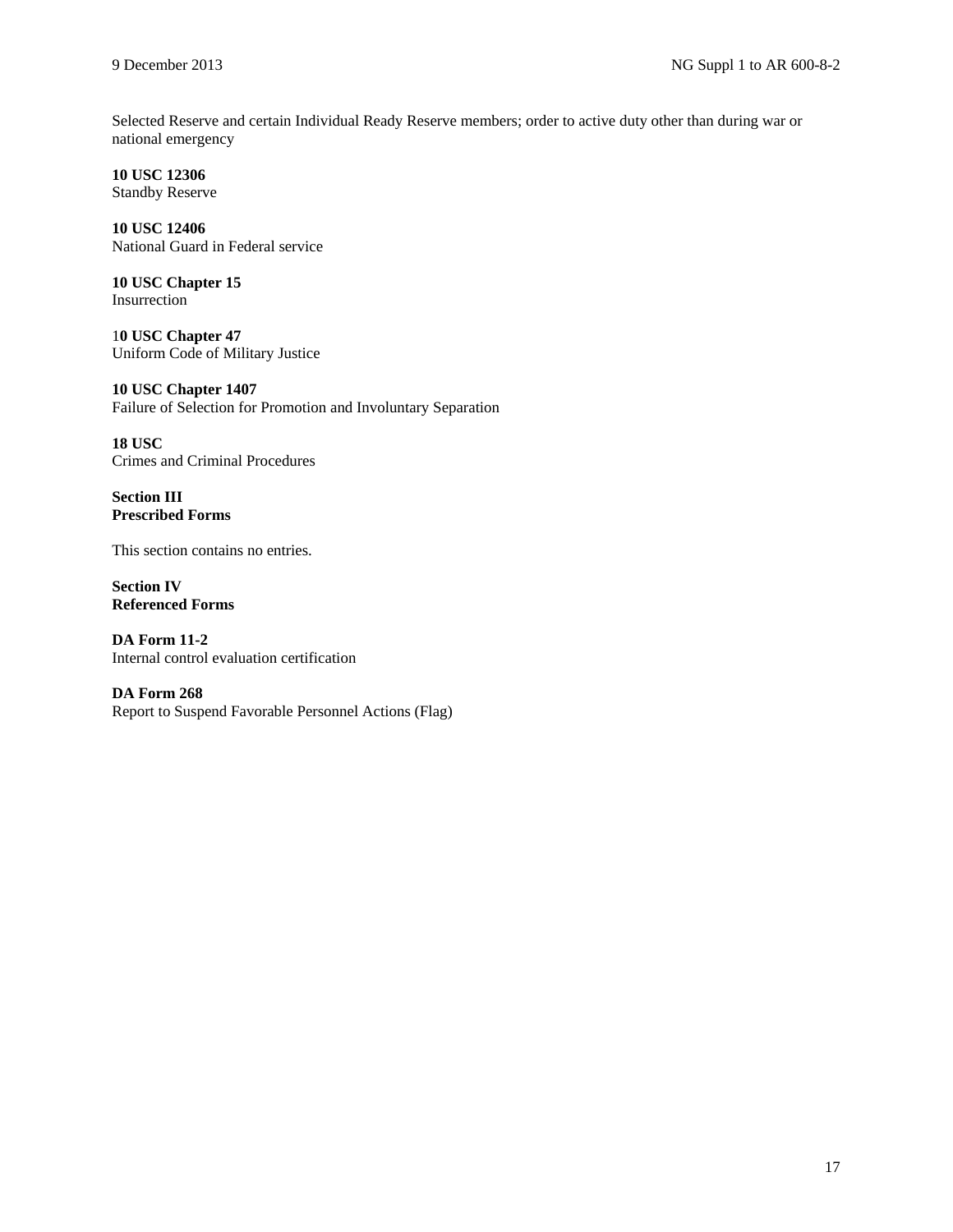Selected Reserve and certain Individual Ready Reserve members; order to active duty other than during war or national emergency

**10 USC 12306**
Standby Reserve

**10 USC 12406**
National Guard in Federal service

**10 USC Chapter 15**
Insurrection

**10 USC Chapter 47**
Uniform Code of Military Justice

**10 USC Chapter 1407**
Failure of Selection for Promotion and Involuntary Separation

**18 USC**
Crimes and Criminal Procedures

**Section III**
**Prescribed Forms**

This section contains no entries.

**Section IV**
**Referenced Forms**

**DA Form 11-2**
Internal control evaluation certification

**DA Form 268**
Report to Suspend Favorable Personnel Actions (Flag)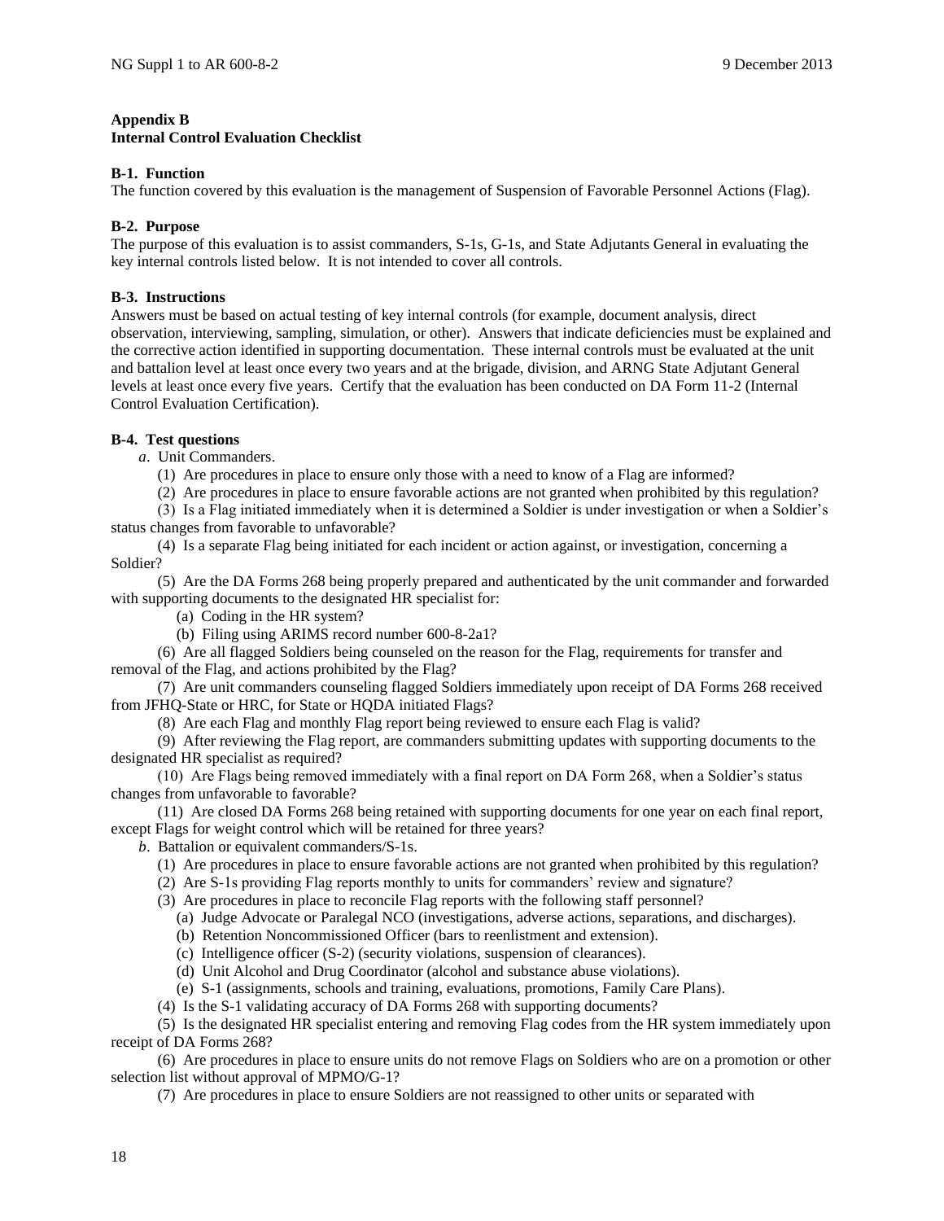## Appendix B
## Internal Control Evaluation Checklist

**B-1. Function**

The function covered by this evaluation is the management of Suspension of Favorable Personnel Actions (Flag).

**B-2. Purpose**

The purpose of this evaluation is to assist commanders, S-1s, G-1s, and State Adjutants General in evaluating the key internal controls listed below. It is not intended to cover all controls.

**B-3. Instructions**

Answers must be based on actual testing of key internal controls (for example, document analysis, direct observation, interviewing, sampling, simulation, or other). Answers that indicate deficiencies must be explained and the corrective action identified in supporting documentation. These internal controls must be evaluated at the unit and battalion level at least once every two years and at the brigade, division, and ARNG State Adjutant General levels at least once every five years. Certify that the evaluation has been conducted on DA Form 11-2 (Internal Control Evaluation Certification).

**B-4. Test questions**

*a*. Unit Commanders.

(1) Are procedures in place to ensure only those with a need to know of a Flag are informed?

(2) Are procedures in place to ensure favorable actions are not granted when prohibited by this regulation?

(3) Is a Flag initiated immediately when it is determined a Soldier is under investigation or when a Soldier's status changes from favorable to unfavorable?

(4) Is a separate Flag being initiated for each incident or action against, or investigation, concerning a Soldier?

(5) Are the DA Forms 268 being properly prepared and authenticated by the unit commander and forwarded with supporting documents to the designated HR specialist for:

(a) Coding in the HR system?

(b) Filing using ARIMS record number 600-8-2a1?

(6) Are all flagged Soldiers being counseled on the reason for the Flag, requirements for transfer and removal of the Flag, and actions prohibited by the Flag?

(7) Are unit commanders counseling flagged Soldiers immediately upon receipt of DA Forms 268 received from JFHQ-State or HRC, for State or HQDA initiated Flags?

(8) Are each Flag and monthly Flag report being reviewed to ensure each Flag is valid?

(9) After reviewing the Flag report, are commanders submitting updates with supporting documents to the designated HR specialist as required?

(10) Are Flags being removed immediately with a final report on DA Form 268, when a Soldier's status changes from unfavorable to favorable?

(11) Are closed DA Forms 268 being retained with supporting documents for one year on each final report, except Flags for weight control which will be retained for three years?

*b*. Battalion or equivalent commanders/S-1s.

(1) Are procedures in place to ensure favorable actions are not granted when prohibited by this regulation?

(2) Are S-1s providing Flag reports monthly to units for commanders' review and signature?

(3) Are procedures in place to reconcile Flag reports with the following staff personnel?

(a) Judge Advocate or Paralegal NCO (investigations, adverse actions, separations, and discharges).

(b) Retention Noncommissioned Officer (bars to reenlistment and extension).

(c) Intelligence officer (S-2) (security violations, suspension of clearances).

(d) Unit Alcohol and Drug Coordinator (alcohol and substance abuse violations).

(e) S-1 (assignments, schools and training, evaluations, promotions, Family Care Plans).

(4) Is the S-1 validating accuracy of DA Forms 268 with supporting documents?

(5) Is the designated HR specialist entering and removing Flag codes from the HR system immediately upon receipt of DA Forms 268?

(6) Are procedures in place to ensure units do not remove Flags on Soldiers who are on a promotion or other selection list without approval of MPMO/G-1?

(7) Are procedures in place to ensure Soldiers are not reassigned to other units or separated with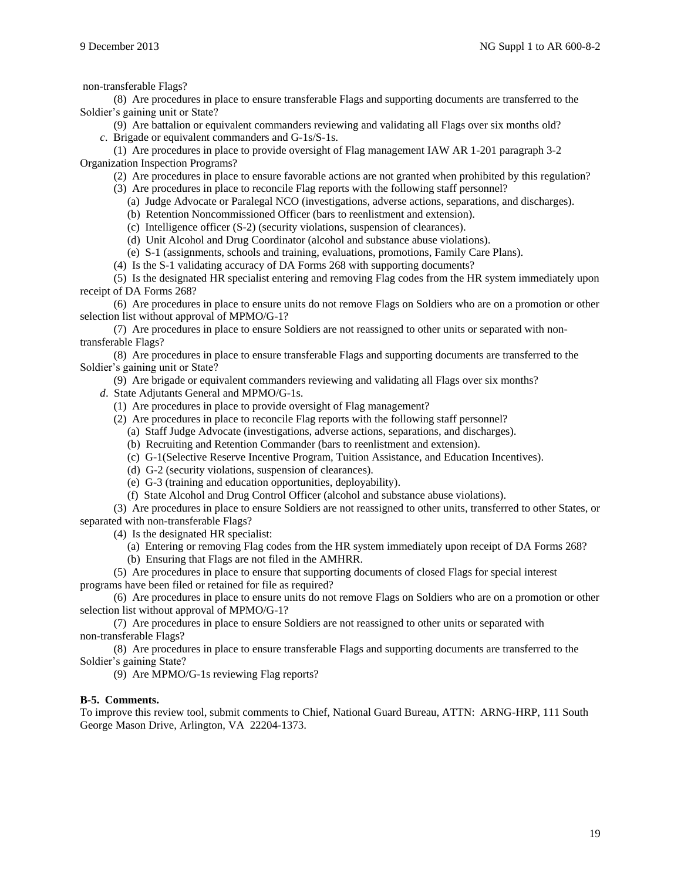non-transferable Flags?

(8) Are procedures in place to ensure transferable Flags and supporting documents are transferred to the Soldier's gaining unit or State?

(9) Are battalion or equivalent commanders reviewing and validating all Flags over six months old?

*c*. Brigade or equivalent commanders and G-1s/S-1s.

(1) Are procedures in place to provide oversight of Flag management IAW AR 1-201 paragraph 3-2 Organization Inspection Programs?

(2) Are procedures in place to ensure favorable actions are not granted when prohibited by this regulation?

(3) Are procedures in place to reconcile Flag reports with the following staff personnel?

(a) Judge Advocate or Paralegal NCO (investigations, adverse actions, separations, and discharges).

(b) Retention Noncommissioned Officer (bars to reenlistment and extension).

(c) Intelligence officer (S-2) (security violations, suspension of clearances).

(d) Unit Alcohol and Drug Coordinator (alcohol and substance abuse violations).

(e) S-1 (assignments, schools and training, evaluations, promotions, Family Care Plans).

(4) Is the S-1 validating accuracy of DA Forms 268 with supporting documents?

(5) Is the designated HR specialist entering and removing Flag codes from the HR system immediately upon receipt of DA Forms 268?

(6) Are procedures in place to ensure units do not remove Flags on Soldiers who are on a promotion or other selection list without approval of MPMO/G-1?

(7) Are procedures in place to ensure Soldiers are not reassigned to other units or separated with non-transferable Flags?

(8) Are procedures in place to ensure transferable Flags and supporting documents are transferred to the Soldier's gaining unit or State?

(9) Are brigade or equivalent commanders reviewing and validating all Flags over six months?

*d*. State Adjutants General and MPMO/G-1s.

(1) Are procedures in place to provide oversight of Flag management?

(2) Are procedures in place to reconcile Flag reports with the following staff personnel?

(a) Staff Judge Advocate (investigations, adverse actions, separations, and discharges).

(b) Recruiting and Retention Commander (bars to reenlistment and extension).

(c) G-1(Selective Reserve Incentive Program, Tuition Assistance, and Education Incentives).

(d) G-2 (security violations, suspension of clearances).

(e) G-3 (training and education opportunities, deployability).

(f) State Alcohol and Drug Control Officer (alcohol and substance abuse violations).

(3) Are procedures in place to ensure Soldiers are not reassigned to other units, transferred to other States, or separated with non-transferable Flags?

(4) Is the designated HR specialist:

(a) Entering or removing Flag codes from the HR system immediately upon receipt of DA Forms 268?

(b) Ensuring that Flags are not filed in the AMHRR.

(5) Are procedures in place to ensure that supporting documents of closed Flags for special interest programs have been filed or retained for file as required?

(6) Are procedures in place to ensure units do not remove Flags on Soldiers who are on a promotion or other selection list without approval of MPMO/G-1?

(7) Are procedures in place to ensure Soldiers are not reassigned to other units or separated with non-transferable Flags?

(8) Are procedures in place to ensure transferable Flags and supporting documents are transferred to the Soldier's gaining State?

(9) Are MPMO/G-1s reviewing Flag reports?

**B-5. Comments.**

To improve this review tool, submit comments to Chief, National Guard Bureau, ATTN: ARNG-HRP, 111 South George Mason Drive, Arlington, VA 22204-1373.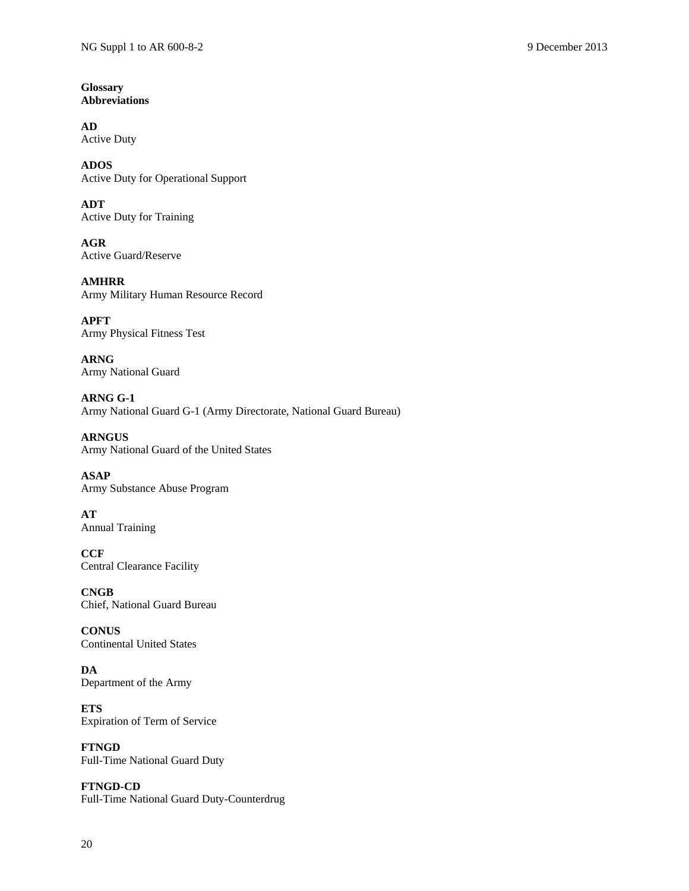**Glossary**
**Abbreviations**

**AD**
Active Duty

**ADOS**
Active Duty for Operational Support

**ADT**
Active Duty for Training

**AGR**
Active Guard/Reserve

**AMHRR**
Army Military Human Resource Record

**APFT**
Army Physical Fitness Test

**ARNG**
Army National Guard

**ARNG G-1**
Army National Guard G-1 (Army Directorate, National Guard Bureau)

**ARNGUS**
Army National Guard of the United States

**ASAP**
Army Substance Abuse Program

**AT**
Annual Training

**CCF**
Central Clearance Facility

**CNGB**
Chief, National Guard Bureau

**CONUS**
Continental United States

**DA**
Department of the Army

**ETS**
Expiration of Term of Service

**FTNGD**
Full-Time National Guard Duty

**FTNGD-CD**
Full-Time National Guard Duty-Counterdrug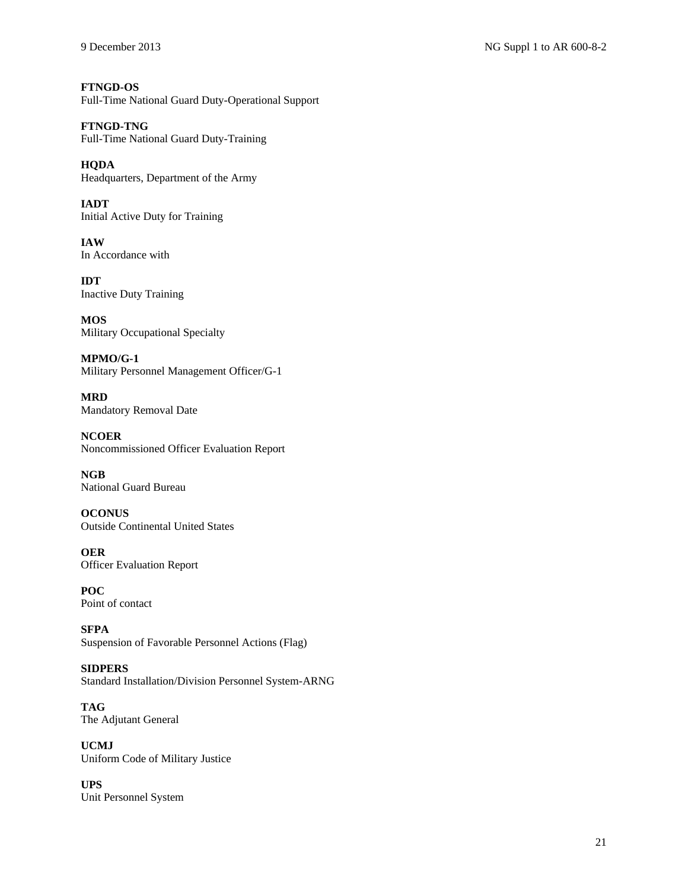**FTNGD-OS**
Full-Time National Guard Duty-Operational Support

**FTNGD-TNG**
Full-Time National Guard Duty-Training

**HQDA**
Headquarters, Department of the Army

**IADT**
Initial Active Duty for Training

**IAW**
In Accordance with

**IDT**
Inactive Duty Training

**MOS**
Military Occupational Specialty

**MPMO/G-1**
Military Personnel Management Officer/G-1

**MRD**
Mandatory Removal Date

**NCOER**
Noncommissioned Officer Evaluation Report

**NGB**
National Guard Bureau

**OCONUS**
Outside Continental United States

**OER**
Officer Evaluation Report

**POC**
Point of contact

**SFPA**
Suspension of Favorable Personnel Actions (Flag)

**SIDPERS**
Standard Installation/Division Personnel System-ARNG

**TAG**
The Adjutant General

**UCMJ**
Uniform Code of Military Justice

**UPS**
Unit Personnel System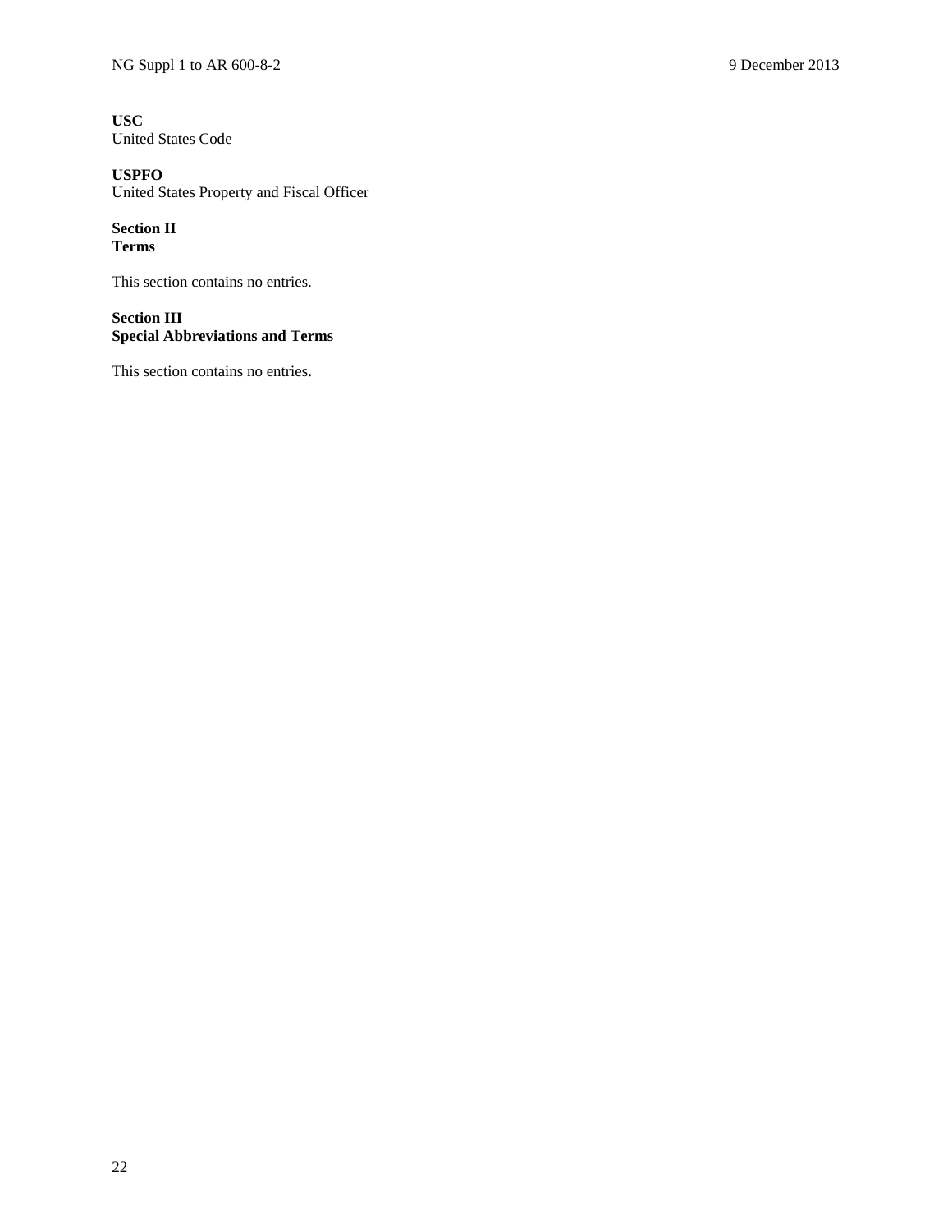**USC**
United States Code

**USPFO**
United States Property and Fiscal Officer

## Section II
## Terms

This section contains no entries.

## Section III
## Special Abbreviations and Terms

This section contains no entries**.**